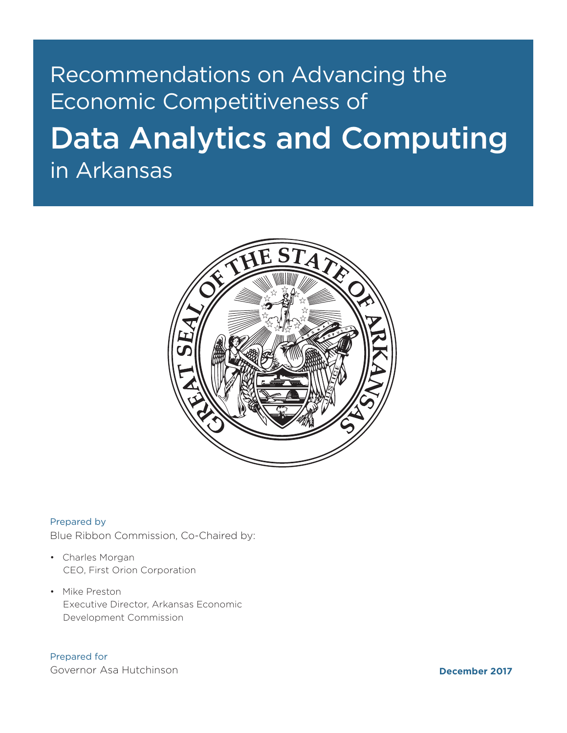# Recommendations on Advancing the Economic Competitiveness of Data Analytics and Computing in Arkansas

Prepared by

Blue Ribbon Commission, Co-Chaired by:

- Charles Morgan
  CEO, First Orion Corporation
- Mike Preston
  Executive Director, Arkansas Economic Development Commission

Prepared for

Governor Asa Hutchinson

**December 2017**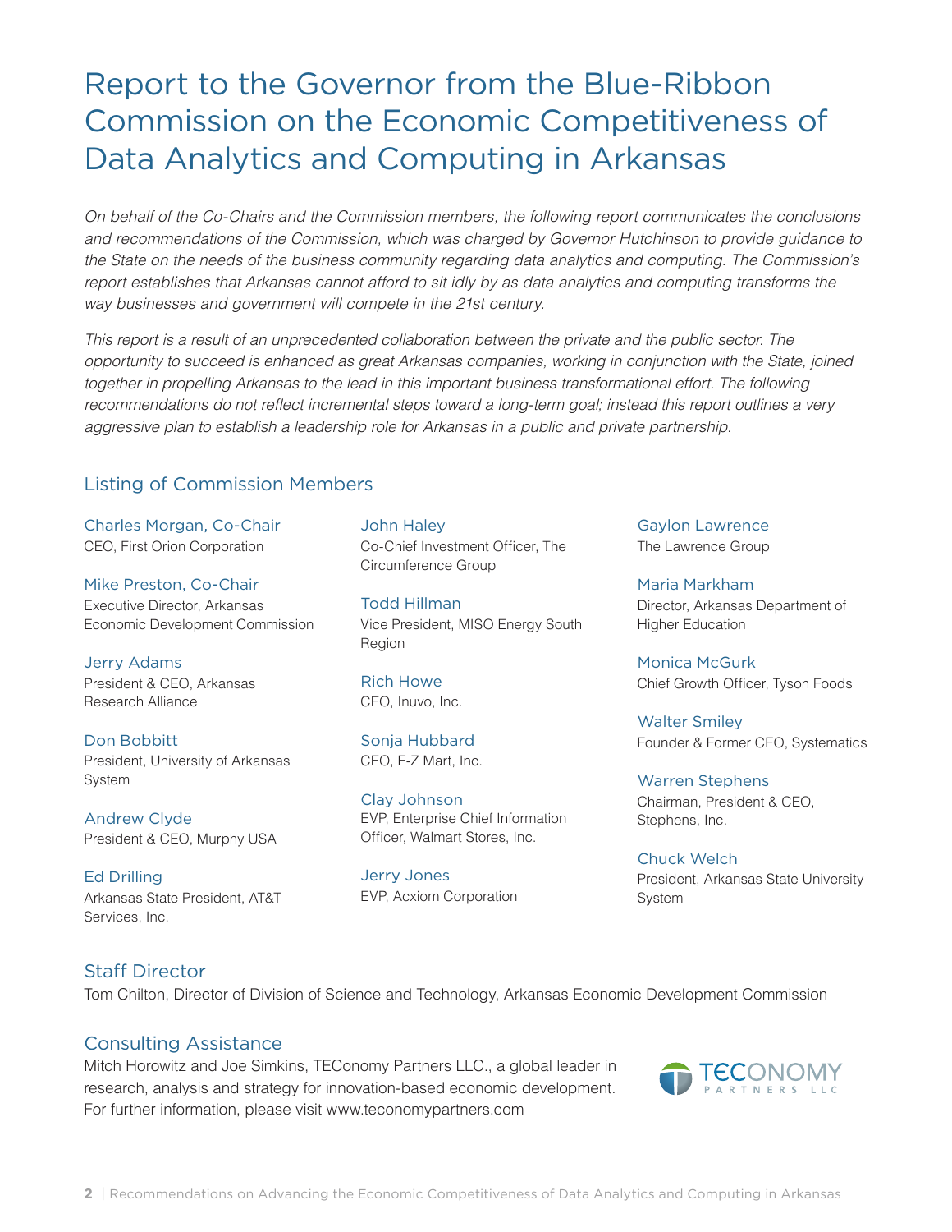# Report to the Governor from the Blue-Ribbon Commission on the Economic Competitiveness of Data Analytics and Computing in Arkansas

*On behalf of the Co-Chairs and the Commission members, the following report communicates the conclusions and recommendations of the Commission, which was charged by Governor Hutchinson to provide guidance to the State on the needs of the business community regarding data analytics and computing. The Commission's report establishes that Arkansas cannot afford to sit idly by as data analytics and computing transforms the way businesses and government will compete in the 21st century.*

*This report is a result of an unprecedented collaboration between the private and the public sector. The opportunity to succeed is enhanced as great Arkansas companies, working in conjunction with the State, joined together in propelling Arkansas to the lead in this important business transformational effort. The following recommendations do not reflect incremental steps toward a long-term goal; instead this report outlines a very aggressive plan to establish a leadership role for Arkansas in a public and private partnership.*

## Listing of Commission Members

**Charles Morgan, Co-Chair**
CEO, First Orion Corporation

**Mike Preston, Co-Chair**
Executive Director, Arkansas Economic Development Commission

**Jerry Adams**
President & CEO, Arkansas Research Alliance

**Don Bobbitt**
President, University of Arkansas System

**Andrew Clyde**
President & CEO, Murphy USA

**Ed Drilling**
Arkansas State President, AT&T Services, Inc.

**John Haley**
Co-Chief Investment Officer, The Circumference Group

**Todd Hillman**
Vice President, MISO Energy South Region

**Rich Howe**
CEO, Inuvo, Inc.

**Sonja Hubbard**
CEO, E-Z Mart, Inc.

**Clay Johnson**
EVP, Enterprise Chief Information Officer, Walmart Stores, Inc.

**Jerry Jones**
EVP, Acxiom Corporation

**Gaylon Lawrence**
The Lawrence Group

**Maria Markham**
Director, Arkansas Department of Higher Education

**Monica McGurk**
Chief Growth Officer, Tyson Foods

**Walter Smiley**
Founder & Former CEO, Systematics

**Warren Stephens**
Chairman, President & CEO, Stephens, Inc.

**Chuck Welch**
President, Arkansas State University System

## Staff Director

Tom Chilton, Director of Division of Science and Technology, Arkansas Economic Development Commission

## Consulting Assistance

Mitch Horowitz and Joe Simkins, TEConomy Partners LLC., a global leader in research, analysis and strategy for innovation-based economic development. For further information, please visit www.teconomypartners.com

TECONOMY PARTNERS LLC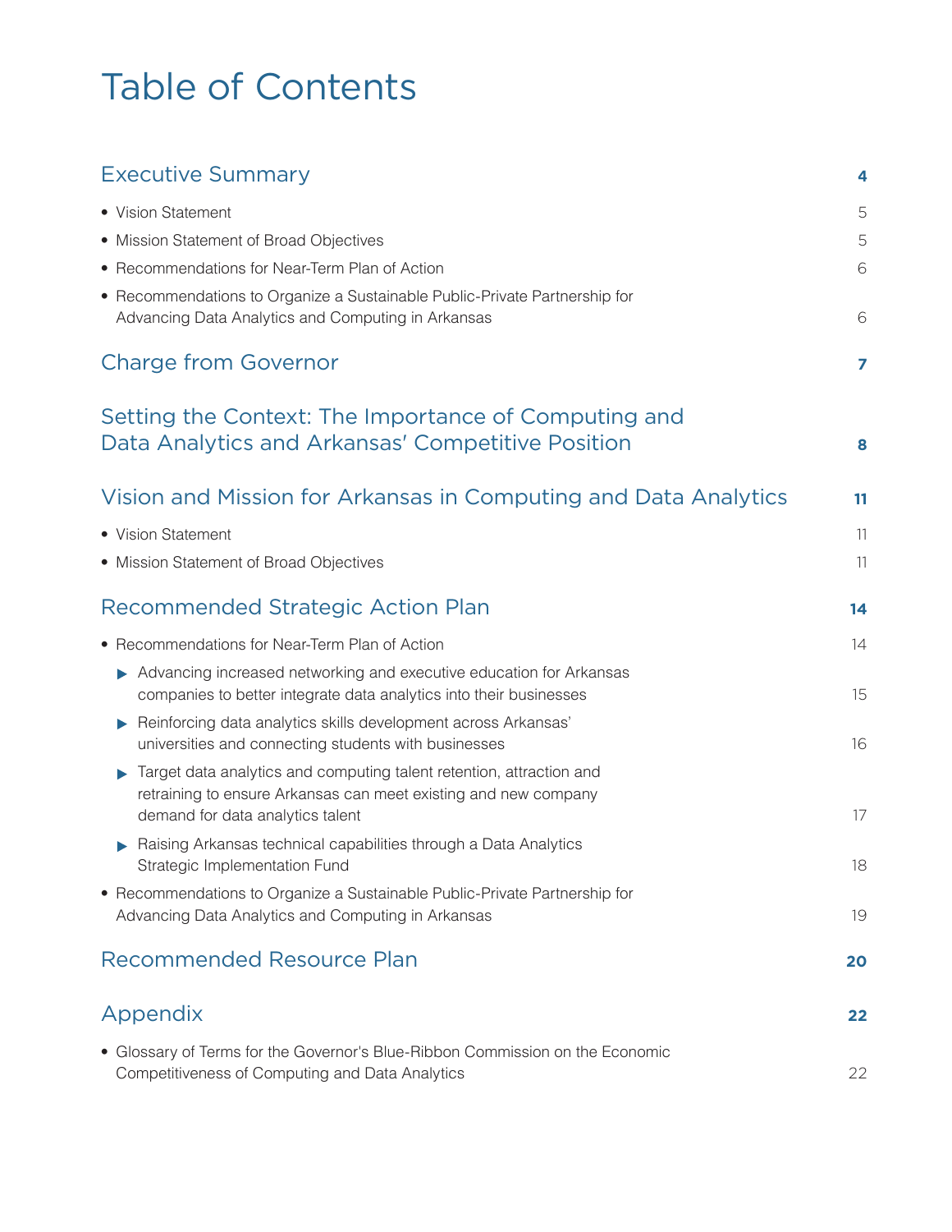# Table of Contents

**Executive Summary** — **4**

- Vision Statement — 5
- Mission Statement of Broad Objectives — 5
- Recommendations for Near-Term Plan of Action — 6
- Recommendations to Organize a Sustainable Public-Private Partnership for Advancing Data Analytics and Computing in Arkansas — 6

**Charge from Governor** — **7**

**Setting the Context: The Importance of Computing and Data Analytics and Arkansas' Competitive Position** — **8**

**Vision and Mission for Arkansas in Computing and Data Analytics** — **11**

- Vision Statement — 11
- Mission Statement of Broad Objectives — 11

**Recommended Strategic Action Plan** — **14**

- Recommendations for Near-Term Plan of Action — 14
    - Advancing increased networking and executive education for Arkansas companies to better integrate data analytics into their businesses — 15
    - Reinforcing data analytics skills development across Arkansas' universities and connecting students with businesses — 16
    - Target data analytics and computing talent retention, attraction and retraining to ensure Arkansas can meet existing and new company demand for data analytics talent — 17
    - Raising Arkansas technical capabilities through a Data Analytics Strategic Implementation Fund — 18
- Recommendations to Organize a Sustainable Public-Private Partnership for Advancing Data Analytics and Computing in Arkansas — 19

**Recommended Resource Plan** — **20**

**Appendix** — **22**

- Glossary of Terms for the Governor's Blue-Ribbon Commission on the Economic Competitiveness of Computing and Data Analytics — 22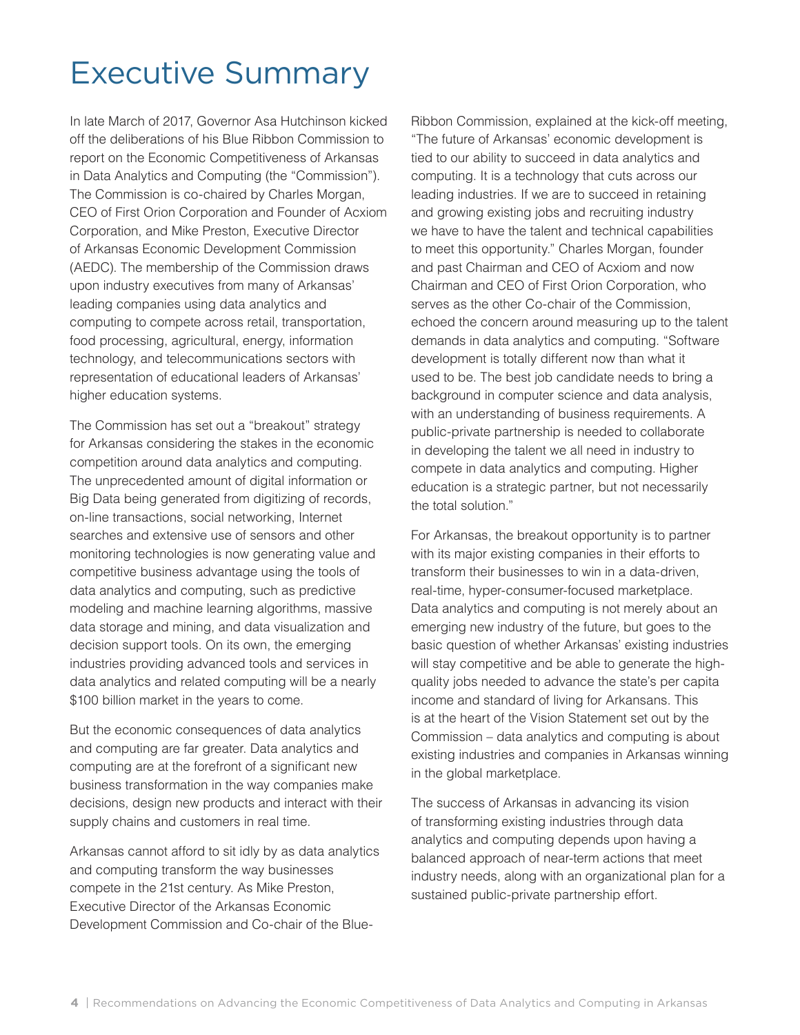# Executive Summary

In late March of 2017, Governor Asa Hutchinson kicked off the deliberations of his Blue Ribbon Commission to report on the Economic Competitiveness of Arkansas in Data Analytics and Computing (the "Commission"). The Commission is co-chaired by Charles Morgan, CEO of First Orion Corporation and Founder of Acxiom Corporation, and Mike Preston, Executive Director of Arkansas Economic Development Commission (AEDC). The membership of the Commission draws upon industry executives from many of Arkansas' leading companies using data analytics and computing to compete across retail, transportation, food processing, agricultural, energy, information technology, and telecommunications sectors with representation of educational leaders of Arkansas' higher education systems.

The Commission has set out a "breakout" strategy for Arkansas considering the stakes in the economic competition around data analytics and computing. The unprecedented amount of digital information or Big Data being generated from digitizing of records, on-line transactions, social networking, Internet searches and extensive use of sensors and other monitoring technologies is now generating value and competitive business advantage using the tools of data analytics and computing, such as predictive modeling and machine learning algorithms, massive data storage and mining, and data visualization and decision support tools. On its own, the emerging industries providing advanced tools and services in data analytics and related computing will be a nearly $100 billion market in the years to come.

But the economic consequences of data analytics and computing are far greater. Data analytics and computing are at the forefront of a significant new business transformation in the way companies make decisions, design new products and interact with their supply chains and customers in real time.

Arkansas cannot afford to sit idly by as data analytics and computing transform the way businesses compete in the 21st century. As Mike Preston, Executive Director of the Arkansas Economic Development Commission and Co-chair of the Blue-Ribbon Commission, explained at the kick-off meeting, "The future of Arkansas' economic development is tied to our ability to succeed in data analytics and computing. It is a technology that cuts across our leading industries. If we are to succeed in retaining and growing existing jobs and recruiting industry we have to have the talent and technical capabilities to meet this opportunity." Charles Morgan, founder and past Chairman and CEO of Acxiom and now Chairman and CEO of First Orion Corporation, who serves as the other Co-chair of the Commission, echoed the concern around measuring up to the talent demands in data analytics and computing. "Software development is totally different now than what it used to be. The best job candidate needs to bring a background in computer science and data analysis, with an understanding of business requirements. A public-private partnership is needed to collaborate in developing the talent we all need in industry to compete in data analytics and computing. Higher education is a strategic partner, but not necessarily the total solution."

For Arkansas, the breakout opportunity is to partner with its major existing companies in their efforts to transform their businesses to win in a data-driven, real-time, hyper-consumer-focused marketplace. Data analytics and computing is not merely about an emerging new industry of the future, but goes to the basic question of whether Arkansas' existing industries will stay competitive and be able to generate the high-quality jobs needed to advance the state's per capita income and standard of living for Arkansans. This is at the heart of the Vision Statement set out by the Commission – data analytics and computing is about existing industries and companies in Arkansas winning in the global marketplace.

The success of Arkansas in advancing its vision of transforming existing industries through data analytics and computing depends upon having a balanced approach of near-term actions that meet industry needs, along with an organizational plan for a sustained public-private partnership effort.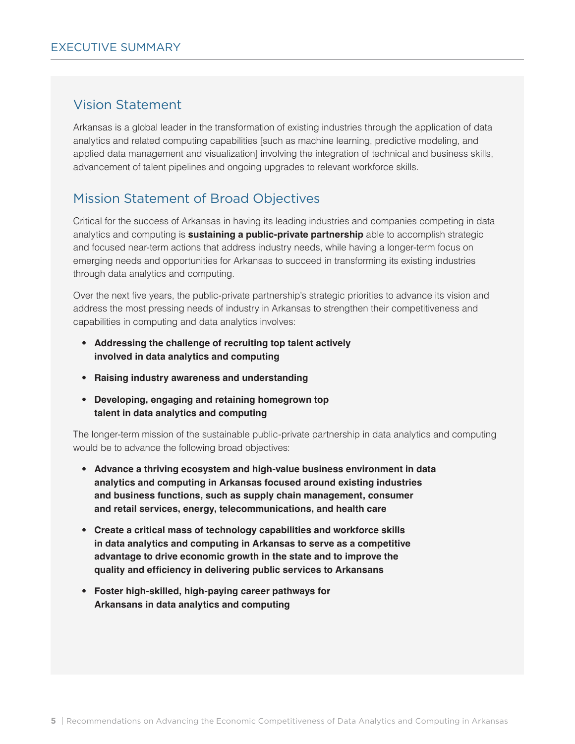# EXECUTIVE SUMMARY

## Vision Statement

Arkansas is a global leader in the transformation of existing industries through the application of data analytics and related computing capabilities [such as machine learning, predictive modeling, and applied data management and visualization] involving the integration of technical and business skills, advancement of talent pipelines and ongoing upgrades to relevant workforce skills.

## Mission Statement of Broad Objectives

Critical for the success of Arkansas in having its leading industries and companies competing in data analytics and computing is **sustaining a public-private partnership** able to accomplish strategic and focused near-term actions that address industry needs, while having a longer-term focus on emerging needs and opportunities for Arkansas to succeed in transforming its existing industries through data analytics and computing.

Over the next five years, the public-private partnership's strategic priorities to advance its vision and address the most pressing needs of industry in Arkansas to strengthen their competitiveness and capabilities in computing and data analytics involves:

- **Addressing the challenge of recruiting top talent actively involved in data analytics and computing**
- **Raising industry awareness and understanding**
- **Developing, engaging and retaining homegrown top talent in data analytics and computing**

The longer-term mission of the sustainable public-private partnership in data analytics and computing would be to advance the following broad objectives:

- **Advance a thriving ecosystem and high-value business environment in data analytics and computing in Arkansas focused around existing industries and business functions, such as supply chain management, consumer and retail services, energy, telecommunications, and health care**
- **Create a critical mass of technology capabilities and workforce skills in data analytics and computing in Arkansas to serve as a competitive advantage to drive economic growth in the state and to improve the quality and efficiency in delivering public services to Arkansans**
- **Foster high-skilled, high-paying career pathways for Arkansans in data analytics and computing**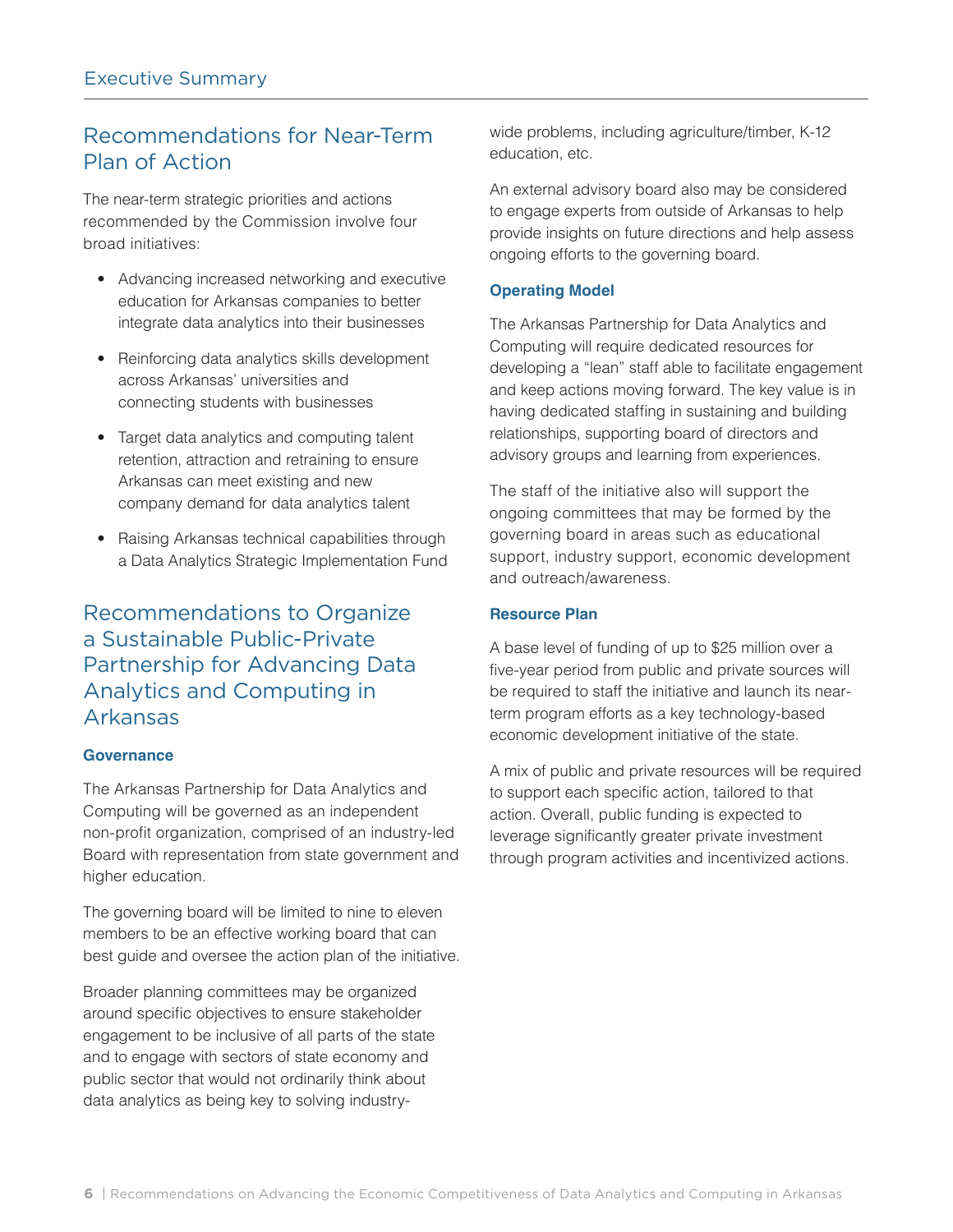## Recommendations for Near-Term Plan of Action

The near-term strategic priorities and actions recommended by the Commission involve four broad initiatives:

- Advancing increased networking and executive education for Arkansas companies to better integrate data analytics into their businesses
- Reinforcing data analytics skills development across Arkansas' universities and connecting students with businesses
- Target data analytics and computing talent retention, attraction and retraining to ensure Arkansas can meet existing and new company demand for data analytics talent
- Raising Arkansas technical capabilities through a Data Analytics Strategic Implementation Fund

## Recommendations to Organize a Sustainable Public-Private Partnership for Advancing Data Analytics and Computing in Arkansas

### Governance

The Arkansas Partnership for Data Analytics and Computing will be governed as an independent non-profit organization, comprised of an industry-led Board with representation from state government and higher education.

The governing board will be limited to nine to eleven members to be an effective working board that can best guide and oversee the action plan of the initiative.

Broader planning committees may be organized around specific objectives to ensure stakeholder engagement to be inclusive of all parts of the state and to engage with sectors of state economy and public sector that would not ordinarily think about data analytics as being key to solving industry-wide problems, including agriculture/timber, K-12 education, etc.

An external advisory board also may be considered to engage experts from outside of Arkansas to help provide insights on future directions and help assess ongoing efforts to the governing board.

### Operating Model

The Arkansas Partnership for Data Analytics and Computing will require dedicated resources for developing a "lean" staff able to facilitate engagement and keep actions moving forward. The key value is in having dedicated staffing in sustaining and building relationships, supporting board of directors and advisory groups and learning from experiences.

The staff of the initiative also will support the ongoing committees that may be formed by the governing board in areas such as educational support, industry support, economic development and outreach/awareness.

### Resource Plan

A base level of funding of up to $25 million over a five-year period from public and private sources will be required to staff the initiative and launch its near-term program efforts as a key technology-based economic development initiative of the state.

A mix of public and private resources will be required to support each specific action, tailored to that action. Overall, public funding is expected to leverage significantly greater private investment through program activities and incentivized actions.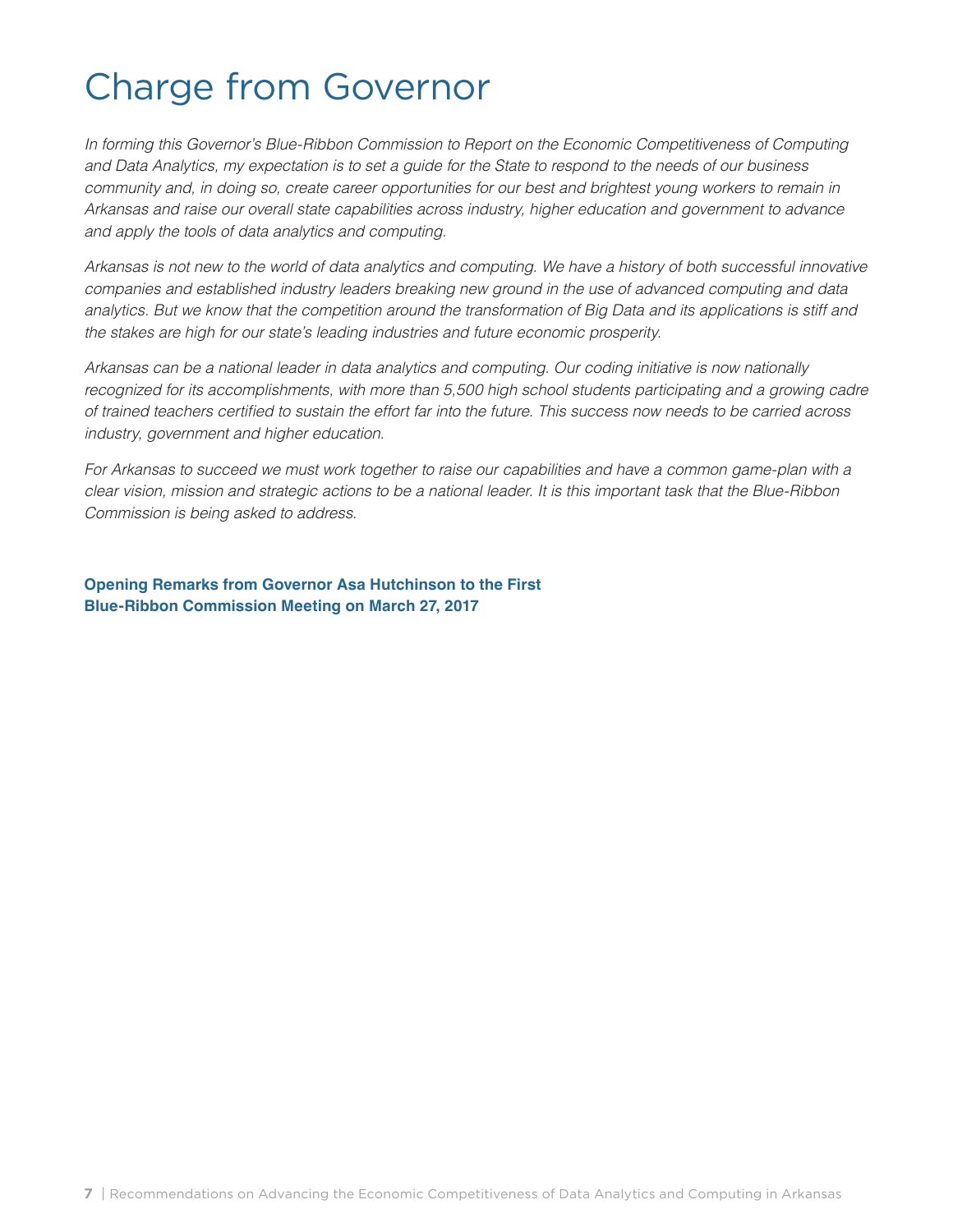# Charge from Governor

*In forming this Governor's Blue-Ribbon Commission to Report on the Economic Competitiveness of Computing and Data Analytics, my expectation is to set a guide for the State to respond to the needs of our business community and, in doing so, create career opportunities for our best and brightest young workers to remain in Arkansas and raise our overall state capabilities across industry, higher education and government to advance and apply the tools of data analytics and computing.*

*Arkansas is not new to the world of data analytics and computing. We have a history of both successful innovative companies and established industry leaders breaking new ground in the use of advanced computing and data analytics. But we know that the competition around the transformation of Big Data and its applications is stiff and the stakes are high for our state's leading industries and future economic prosperity.*

*Arkansas can be a national leader in data analytics and computing. Our coding initiative is now nationally recognized for its accomplishments, with more than 5,500 high school students participating and a growing cadre of trained teachers certified to sustain the effort far into the future. This success now needs to be carried across industry, government and higher education.*

*For Arkansas to succeed we must work together to raise our capabilities and have a common game-plan with a clear vision, mission and strategic actions to be a national leader. It is this important task that the Blue-Ribbon Commission is being asked to address.*

**Opening Remarks from Governor Asa Hutchinson to the First Blue-Ribbon Commission Meeting on March 27, 2017**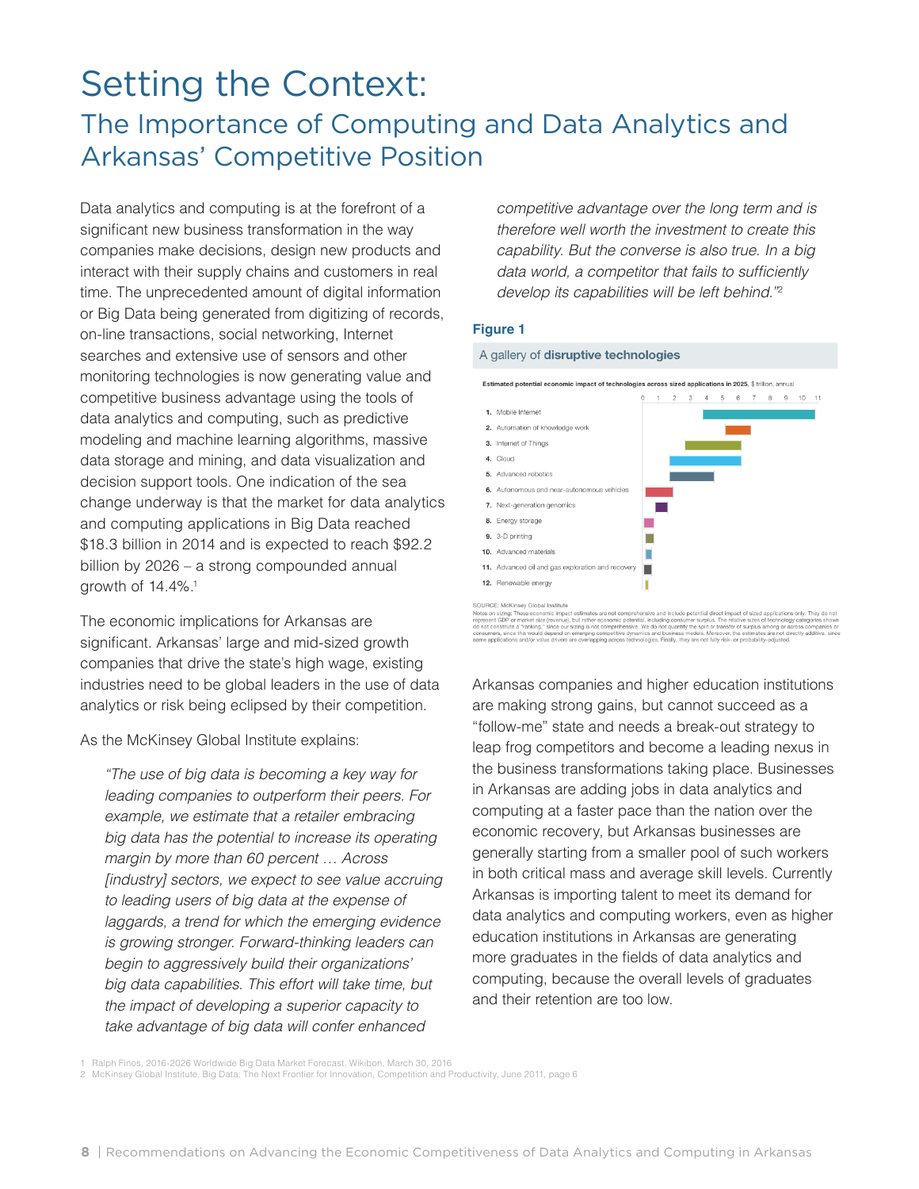# Setting the Context:

## The Importance of Computing and Data Analytics and Arkansas' Competitive Position

Data analytics and computing is at the forefront of a significant new business transformation in the way companies make decisions, design new products and interact with their supply chains and customers in real time. The unprecedented amount of digital information or Big Data being generated from digitizing of records, on-line transactions, social networking, Internet searches and extensive use of sensors and other monitoring technologies is now generating value and competitive business advantage using the tools of data analytics and computing, such as predictive modeling and machine learning algorithms, massive data storage and mining, and data visualization and decision support tools. One indication of the sea change underway is that the market for data analytics and computing applications in Big Data reached $18.3 billion in 2014 and is expected to reach $92.2 billion by 2026 – a strong compounded annual growth of 14.4%.[1]

The economic implications for Arkansas are significant. Arkansas' large and mid-sized growth companies that drive the state's high wage, existing industries need to be global leaders in the use of data analytics or risk being eclipsed by their competition.

As the McKinsey Global Institute explains:

> *"The use of big data is becoming a key way for leading companies to outperform their peers. For example, we estimate that a retailer embracing big data has the potential to increase its operating margin by more than 60 percent … Across [industry] sectors, we expect to see value accruing to leading users of big data at the expense of laggards, a trend for which the emerging evidence is growing stronger. Forward-thinking leaders can begin to aggressively build their organizations' big data capabilities. This effort will take time, but the impact of developing a superior capacity to take advantage of big data will confer enhanced competitive advantage over the long term and is therefore well worth the investment to create this capability. But the converse is also true. In a big data world, a competitor that fails to sufficiently develop its capabilities will be left behind."*[2]

**Figure 1**

A gallery of **disruptive technologies**

**Estimated potential economic impact of technologies across sized applications in 2025**, $ trillion, annual

1. Mobile Internet
2. Automation of knowledge work
3. Internet of Things
4. Cloud
5. Advanced robotics
6. Autonomous and near-autonomous vehicles
7. Next-generation genomics
8. Energy storage
9. 3-D printing
10. Advanced materials
11. Advanced oil and gas exploration and recovery
12. Renewable energy

SOURCE: McKinsey Global Institute

Notes on sizing: These economic impact estimates are not comprehensive and include potential direct impact of sized applications only. They do not represent GDP or market size (revenue), but rather economic potential, including consumer surplus. The relative sizes of technology categories shown do not constitute a "ranking," since our sizing is not comprehensive. We do not quantify the split or transfer of surplus among or across companies or consumers, since this would depend on emerging competitive dynamics and business models. Moreover, the estimates are not directly additive, since some applications and/or value drivers are overlapping across technologies. Finally, they are not fully risk- or probability-adjusted.

Arkansas companies and higher education institutions are making strong gains, but cannot succeed as a "follow-me" state and needs a break-out strategy to leap frog competitors and become a leading nexus in the business transformations taking place. Businesses in Arkansas are adding jobs in data analytics and computing at a faster pace than the nation over the economic recovery, but Arkansas businesses are generally starting from a smaller pool of such workers in both critical mass and average skill levels. Currently Arkansas is importing talent to meet its demand for data analytics and computing workers, even as higher education institutions in Arkansas are generating more graduates in the fields of data analytics and computing, because the overall levels of graduates and their retention are too low.

1 Ralph Finos, 2016-2026 Worldwide Big Data Market Forecast, Wikibon, March 30, 2016

2 McKinsey Global Institute, Big Data: The Next Frontier for Innovation, Competition and Productivity, June 2011, page 6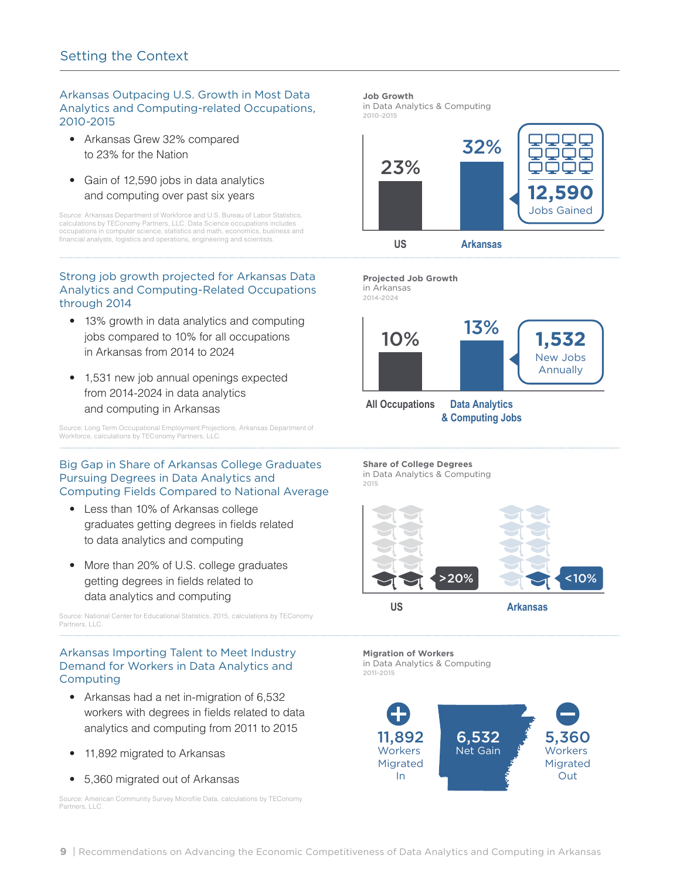## Setting the Context

### Arkansas Outpacing U.S. Growth in Most Data Analytics and Computing-related Occupations, 2010-2015

- Arkansas Grew 32% compared to 23% for the Nation
- Gain of 12,590 jobs in data analytics and computing over past six years

Source: Arkansas Department of Workforce and U.S. Bureau of Labor Statistics, calculations by TEConomy Partners, LLC. Data Science occupations includes occupations in computer science, statistics and math, economics, business and financial analysts, logistics and operations, engineering and scientists.

**Job Growth**
in Data Analytics & Computing
2010-2015

| | US | Arkansas |
|---|---|---|
| Job Growth | 23% | 32% |

12,590 Jobs Gained

### Strong job growth projected for Arkansas Data Analytics and Computing-Related Occupations through 2014

- 13% growth in data analytics and computing jobs compared to 10% for all occupations in Arkansas from 2014 to 2024
- 1,531 new job annual openings expected from 2014-2024 in data analytics and computing in Arkansas

Source: Long Term Occupational Employment Projections, Arkansas Department of Workforce, calculations by TEConomy Partners, LLC.

**Projected Job Growth**
in Arkansas
2014-2024

| | All Occupations | Data Analytics & Computing Jobs |
|---|---|---|
| Projected Job Growth | 10% | 13% |

1,532 New Jobs Annually

### Big Gap in Share of Arkansas College Graduates Pursuing Degrees in Data Analytics and Computing Fields Compared to National Average

- Less than 10% of Arkansas college graduates getting degrees in fields related to data analytics and computing
- More than 20% of U.S. college graduates getting degrees in fields related to data analytics and computing

Source: National Center for Educational Statistics, 2015, calculations by TEConomy Partners, LLC.

**Share of College Degrees**
in Data Analytics & Computing
2015

| | US | Arkansas |
|---|---|---|
| Share of College Degrees | >20% | <10% |

### Arkansas Importing Talent to Meet Industry Demand for Workers in Data Analytics and Computing

- Arkansas had a net in-migration of 6,532 workers with degrees in fields related to data analytics and computing from 2011 to 2015
- 11,892 migrated to Arkansas
- 5,360 migrated out of Arkansas

Source: American Community Survey Microfile Data, calculations by TEConomy Partners, LLC.

**Migration of Workers**
in Data Analytics & Computing
2011-2015

- 11,892 Workers Migrated In
- 6,532 Net Gain
- 5,360 Workers Migrated Out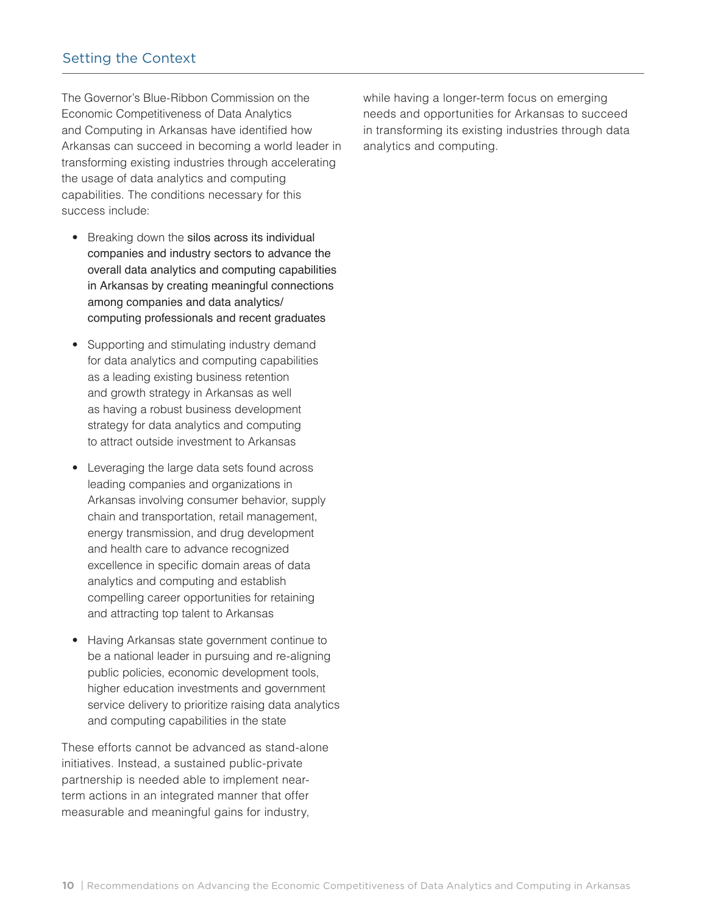## Setting the Context

The Governor's Blue-Ribbon Commission on the Economic Competitiveness of Data Analytics and Computing in Arkansas have identified how Arkansas can succeed in becoming a world leader in transforming existing industries through accelerating the usage of data analytics and computing capabilities. The conditions necessary for this success include:

- Breaking down the silos across its individual companies and industry sectors to advance the overall data analytics and computing capabilities in Arkansas by creating meaningful connections among companies and data analytics/computing professionals and recent graduates
- Supporting and stimulating industry demand for data analytics and computing capabilities as a leading existing business retention and growth strategy in Arkansas as well as having a robust business development strategy for data analytics and computing to attract outside investment to Arkansas
- Leveraging the large data sets found across leading companies and organizations in Arkansas involving consumer behavior, supply chain and transportation, retail management, energy transmission, and drug development and health care to advance recognized excellence in specific domain areas of data analytics and computing and establish compelling career opportunities for retaining and attracting top talent to Arkansas
- Having Arkansas state government continue to be a national leader in pursuing and re-aligning public policies, economic development tools, higher education investments and government service delivery to prioritize raising data analytics and computing capabilities in the state

These efforts cannot be advanced as stand-alone initiatives. Instead, a sustained public-private partnership is needed able to implement near-term actions in an integrated manner that offer measurable and meaningful gains for industry, while having a longer-term focus on emerging needs and opportunities for Arkansas to succeed in transforming its existing industries through data analytics and computing.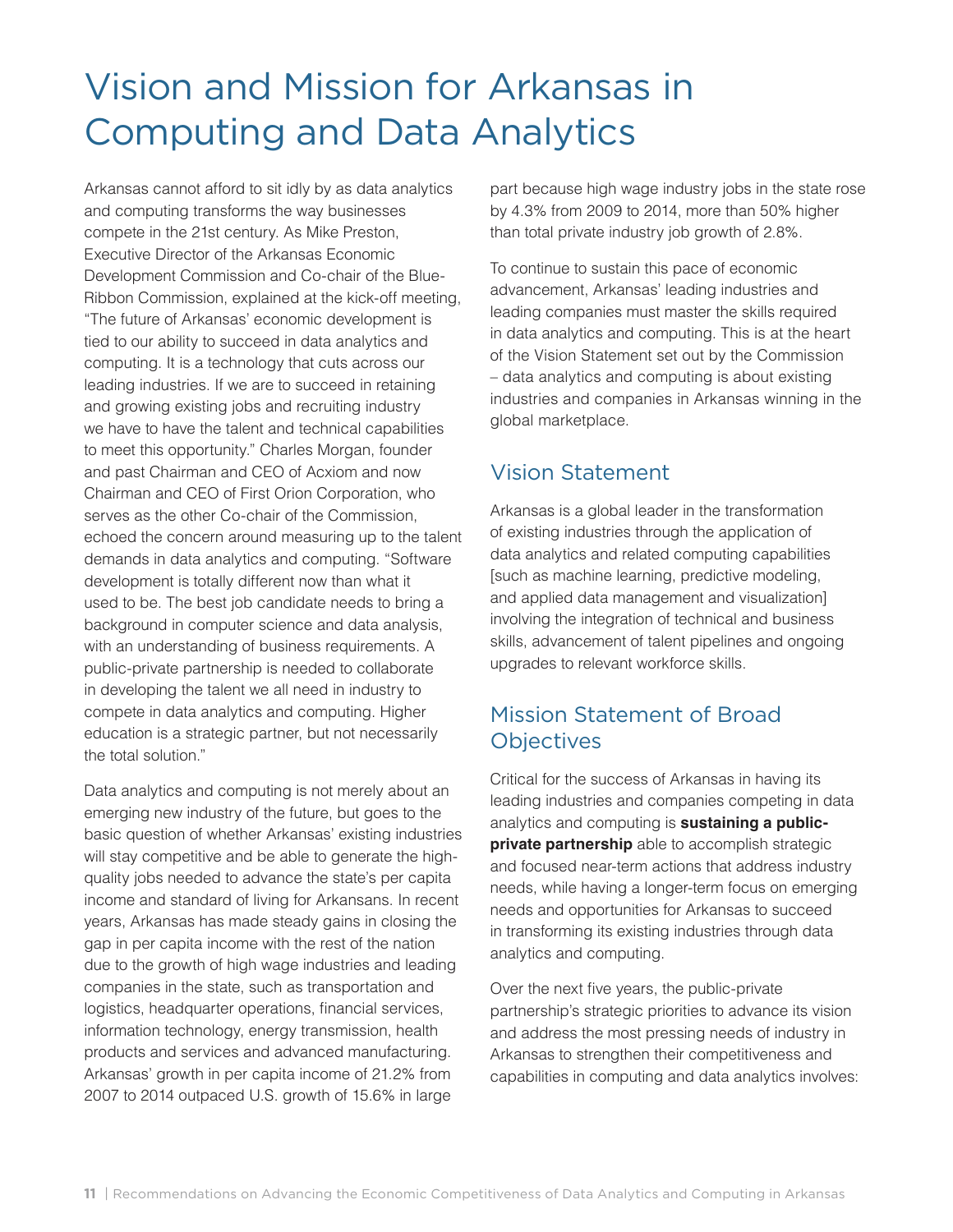# Vision and Mission for Arkansas in Computing and Data Analytics

Arkansas cannot afford to sit idly by as data analytics and computing transforms the way businesses compete in the 21st century. As Mike Preston, Executive Director of the Arkansas Economic Development Commission and Co-chair of the Blue-Ribbon Commission, explained at the kick-off meeting, "The future of Arkansas' economic development is tied to our ability to succeed in data analytics and computing. It is a technology that cuts across our leading industries. If we are to succeed in retaining and growing existing jobs and recruiting industry we have to have the talent and technical capabilities to meet this opportunity." Charles Morgan, founder and past Chairman and CEO of Acxiom and now Chairman and CEO of First Orion Corporation, who serves as the other Co-chair of the Commission, echoed the concern around measuring up to the talent demands in data analytics and computing. "Software development is totally different now than what it used to be. The best job candidate needs to bring a background in computer science and data analysis, with an understanding of business requirements. A public-private partnership is needed to collaborate in developing the talent we all need in industry to compete in data analytics and computing. Higher education is a strategic partner, but not necessarily the total solution."

Data analytics and computing is not merely about an emerging new industry of the future, but goes to the basic question of whether Arkansas' existing industries will stay competitive and be able to generate the high-quality jobs needed to advance the state's per capita income and standard of living for Arkansans. In recent years, Arkansas has made steady gains in closing the gap in per capita income with the rest of the nation due to the growth of high wage industries and leading companies in the state, such as transportation and logistics, headquarter operations, financial services, information technology, energy transmission, health products and services and advanced manufacturing. Arkansas' growth in per capita income of 21.2% from 2007 to 2014 outpaced U.S. growth of 15.6% in large part because high wage industry jobs in the state rose by 4.3% from 2009 to 2014, more than 50% higher than total private industry job growth of 2.8%.

To continue to sustain this pace of economic advancement, Arkansas' leading industries and leading companies must master the skills required in data analytics and computing. This is at the heart of the Vision Statement set out by the Commission – data analytics and computing is about existing industries and companies in Arkansas winning in the global marketplace.

## Vision Statement

Arkansas is a global leader in the transformation of existing industries through the application of data analytics and related computing capabilities [such as machine learning, predictive modeling, and applied data management and visualization] involving the integration of technical and business skills, advancement of talent pipelines and ongoing upgrades to relevant workforce skills.

## Mission Statement of Broad Objectives

Critical for the success of Arkansas in having its leading industries and companies competing in data analytics and computing is **sustaining a public-private partnership** able to accomplish strategic and focused near-term actions that address industry needs, while having a longer-term focus on emerging needs and opportunities for Arkansas to succeed in transforming its existing industries through data analytics and computing.

Over the next five years, the public-private partnership's strategic priorities to advance its vision and address the most pressing needs of industry in Arkansas to strengthen their competitiveness and capabilities in computing and data analytics involves: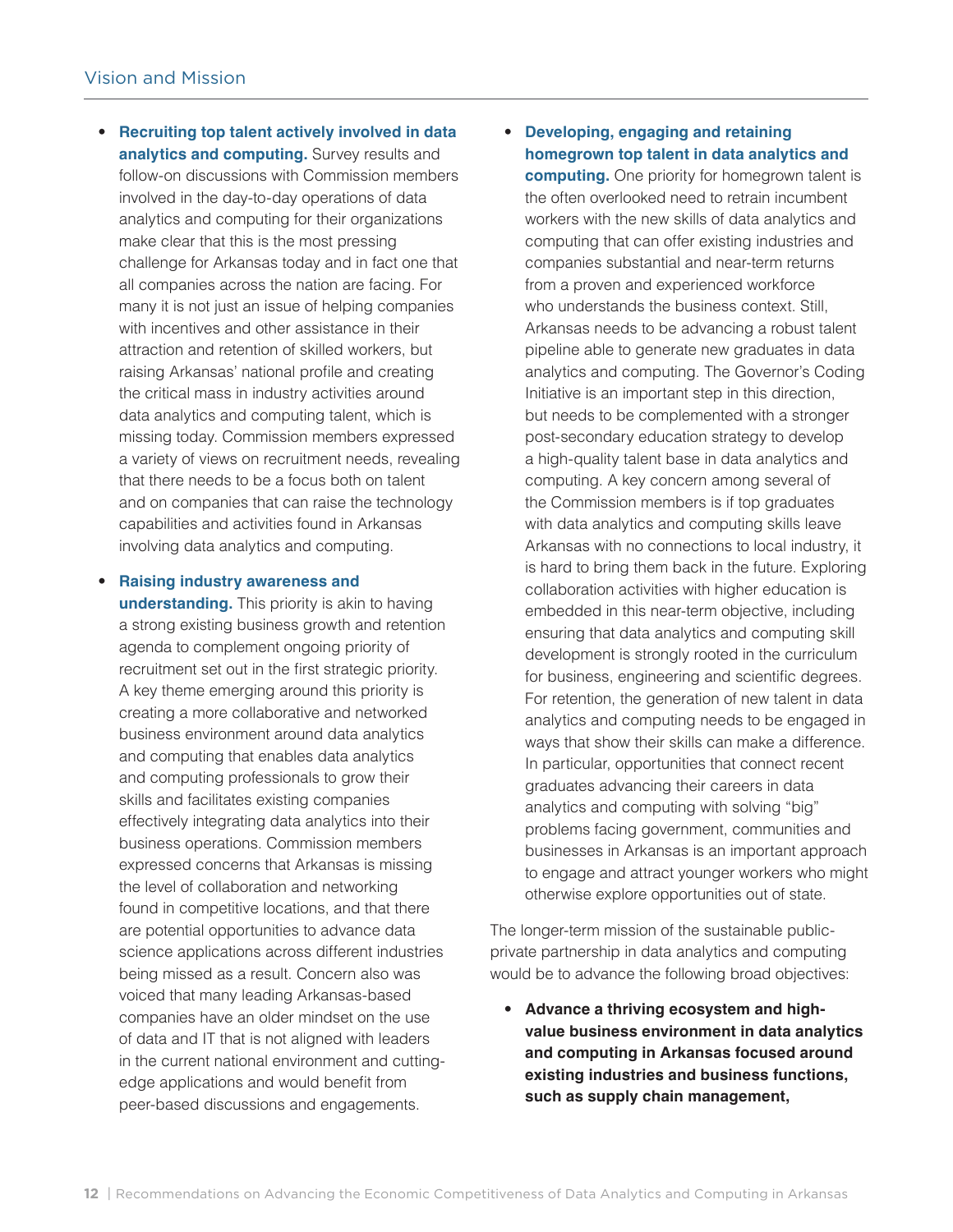- **Recruiting top talent actively involved in data analytics and computing.** Survey results and follow-on discussions with Commission members involved in the day-to-day operations of data analytics and computing for their organizations make clear that this is the most pressing challenge for Arkansas today and in fact one that all companies across the nation are facing. For many it is not just an issue of helping companies with incentives and other assistance in their attraction and retention of skilled workers, but raising Arkansas' national profile and creating the critical mass in industry activities around data analytics and computing talent, which is missing today. Commission members expressed a variety of views on recruitment needs, revealing that there needs to be a focus both on talent and on companies that can raise the technology capabilities and activities found in Arkansas involving data analytics and computing.

- **Raising industry awareness and understanding.** This priority is akin to having a strong existing business growth and retention agenda to complement ongoing priority of recruitment set out in the first strategic priority. A key theme emerging around this priority is creating a more collaborative and networked business environment around data analytics and computing that enables data analytics and computing professionals to grow their skills and facilitates existing companies effectively integrating data analytics into their business operations. Commission members expressed concerns that Arkansas is missing the level of collaboration and networking found in competitive locations, and that there are potential opportunities to advance data science applications across different industries being missed as a result. Concern also was voiced that many leading Arkansas-based companies have an older mindset on the use of data and IT that is not aligned with leaders in the current national environment and cutting-edge applications and would benefit from peer-based discussions and engagements.

- **Developing, engaging and retaining homegrown top talent in data analytics and computing.** One priority for homegrown talent is the often overlooked need to retrain incumbent workers with the new skills of data analytics and computing that can offer existing industries and companies substantial and near-term returns from a proven and experienced workforce who understands the business context. Still, Arkansas needs to be advancing a robust talent pipeline able to generate new graduates in data analytics and computing. The Governor's Coding Initiative is an important step in this direction, but needs to be complemented with a stronger post-secondary education strategy to develop a high-quality talent base in data analytics and computing. A key concern among several of the Commission members is if top graduates with data analytics and computing skills leave Arkansas with no connections to local industry, it is hard to bring them back in the future. Exploring collaboration activities with higher education is embedded in this near-term objective, including ensuring that data analytics and computing skill development is strongly rooted in the curriculum for business, engineering and scientific degrees. For retention, the generation of new talent in data analytics and computing needs to be engaged in ways that show their skills can make a difference. In particular, opportunities that connect recent graduates advancing their careers in data analytics and computing with solving "big" problems facing government, communities and businesses in Arkansas is an important approach to engage and attract younger workers who might otherwise explore opportunities out of state.

The longer-term mission of the sustainable public-private partnership in data analytics and computing would be to advance the following broad objectives:

- **Advance a thriving ecosystem and high-value business environment in data analytics and computing in Arkansas focused around existing industries and business functions, such as supply chain management,**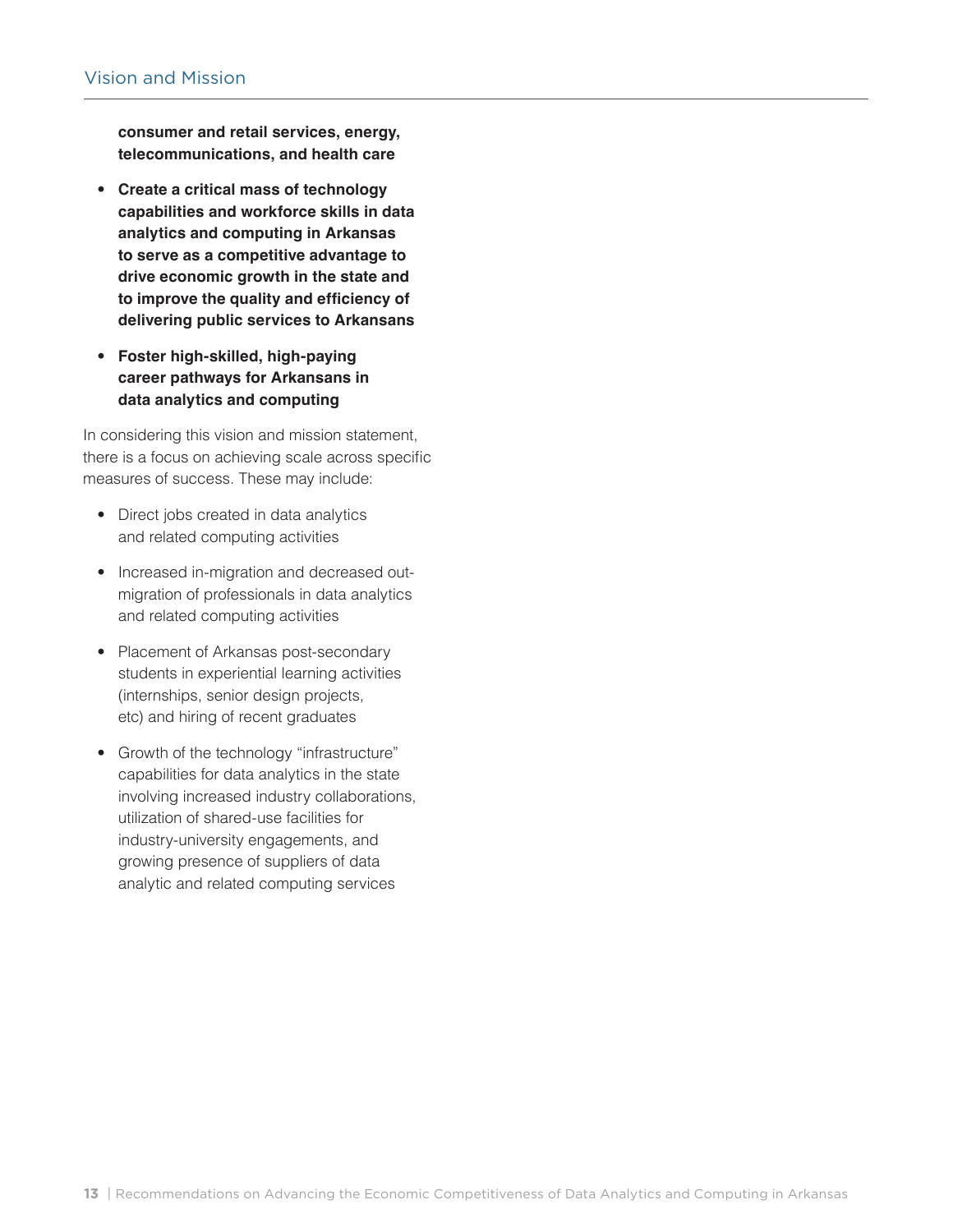**consumer and retail services, energy, telecommunications, and health care**

- **Create a critical mass of technology capabilities and workforce skills in data analytics and computing in Arkansas to serve as a competitive advantage to drive economic growth in the state and to improve the quality and efficiency of delivering public services to Arkansans**
- **Foster high-skilled, high-paying career pathways for Arkansans in data analytics and computing**

In considering this vision and mission statement, there is a focus on achieving scale across specific measures of success. These may include:

- Direct jobs created in data analytics and related computing activities
- Increased in-migration and decreased out-migration of professionals in data analytics and related computing activities
- Placement of Arkansas post-secondary students in experiential learning activities (internships, senior design projects, etc) and hiring of recent graduates
- Growth of the technology "infrastructure" capabilities for data analytics in the state involving increased industry collaborations, utilization of shared-use facilities for industry-university engagements, and growing presence of suppliers of data analytic and related computing services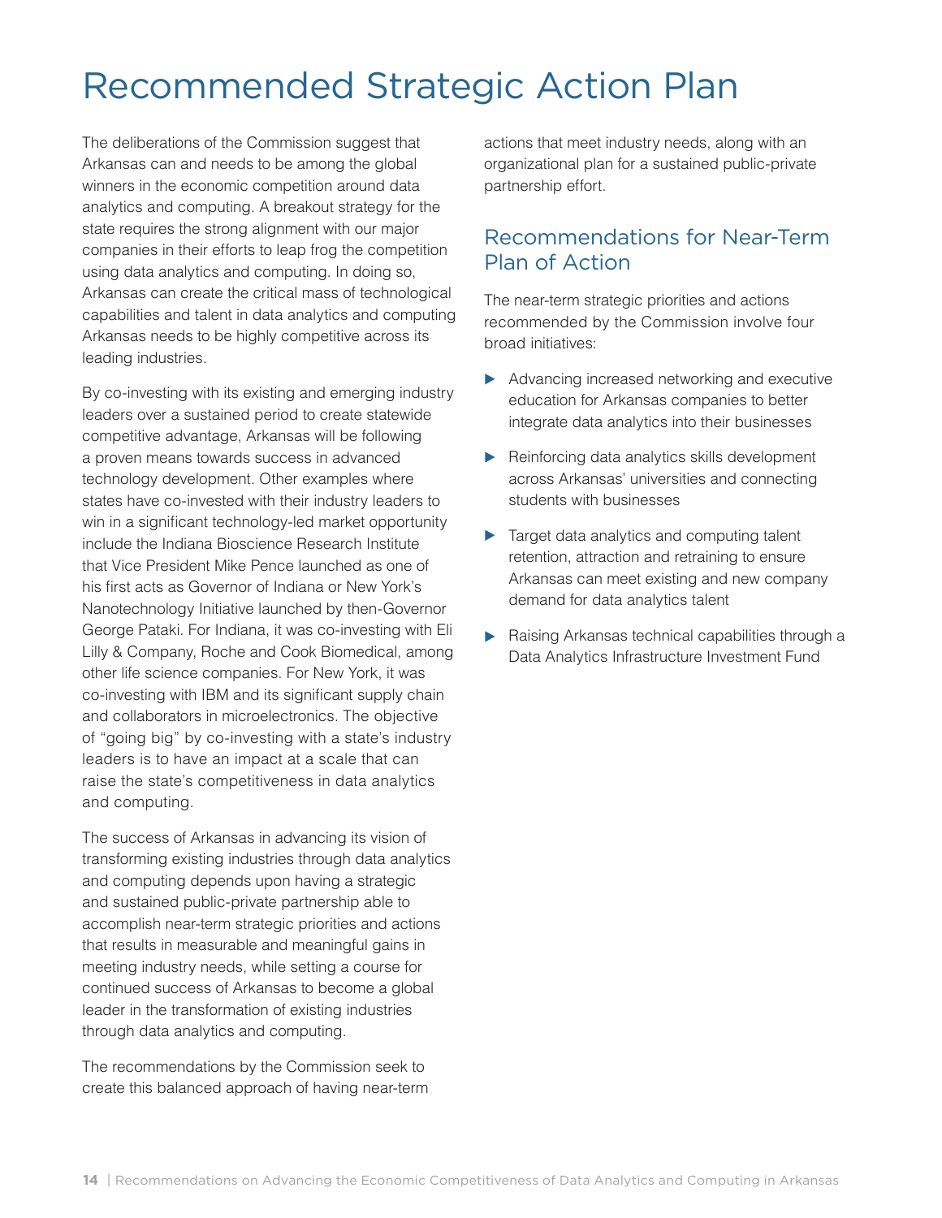# Recommended Strategic Action Plan

The deliberations of the Commission suggest that Arkansas can and needs to be among the global winners in the economic competition around data analytics and computing. A breakout strategy for the state requires the strong alignment with our major companies in their efforts to leap frog the competition using data analytics and computing. In doing so, Arkansas can create the critical mass of technological capabilities and talent in data analytics and computing Arkansas needs to be highly competitive across its leading industries.

By co-investing with its existing and emerging industry leaders over a sustained period to create statewide competitive advantage, Arkansas will be following a proven means towards success in advanced technology development. Other examples where states have co-invested with their industry leaders to win in a significant technology-led market opportunity include the Indiana Bioscience Research Institute that Vice President Mike Pence launched as one of his first acts as Governor of Indiana or New York's Nanotechnology Initiative launched by then-Governor George Pataki. For Indiana, it was co-investing with Eli Lilly & Company, Roche and Cook Biomedical, among other life science companies. For New York, it was co-investing with IBM and its significant supply chain and collaborators in microelectronics. The objective of "going big" by co-investing with a state's industry leaders is to have an impact at a scale that can raise the state's competitiveness in data analytics and computing.

The success of Arkansas in advancing its vision of transforming existing industries through data analytics and computing depends upon having a strategic and sustained public-private partnership able to accomplish near-term strategic priorities and actions that results in measurable and meaningful gains in meeting industry needs, while setting a course for continued success of Arkansas to become a global leader in the transformation of existing industries through data analytics and computing.

The recommendations by the Commission seek to create this balanced approach of having near-term actions that meet industry needs, along with an organizational plan for a sustained public-private partnership effort.

## Recommendations for Near-Term Plan of Action

The near-term strategic priorities and actions recommended by the Commission involve four broad initiatives:

- Advancing increased networking and executive education for Arkansas companies to better integrate data analytics into their businesses
- Reinforcing data analytics skills development across Arkansas' universities and connecting students with businesses
- Target data analytics and computing talent retention, attraction and retraining to ensure Arkansas can meet existing and new company demand for data analytics talent
- Raising Arkansas technical capabilities through a Data Analytics Infrastructure Investment Fund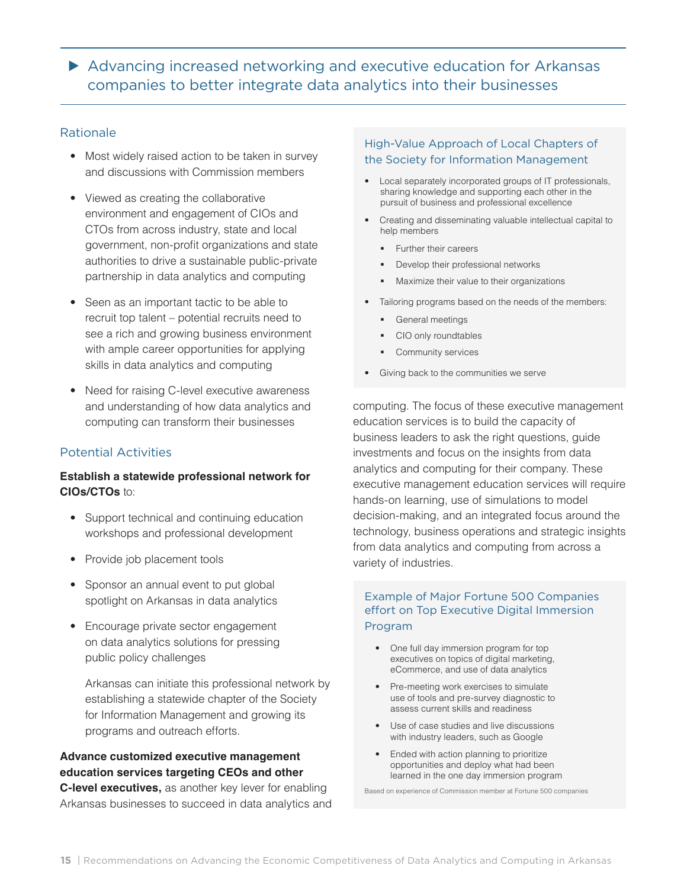## ▶ Advancing increased networking and executive education for Arkansas companies to better integrate data analytics into their businesses

### Rationale

- Most widely raised action to be taken in survey and discussions with Commission members
- Viewed as creating the collaborative environment and engagement of CIOs and CTOs from across industry, state and local government, non-profit organizations and state authorities to drive a sustainable public-private partnership in data analytics and computing
- Seen as an important tactic to be able to recruit top talent – potential recruits need to see a rich and growing business environment with ample career opportunities for applying skills in data analytics and computing
- Need for raising C-level executive awareness and understanding of how data analytics and computing can transform their businesses

### Potential Activities

**Establish a statewide professional network for CIOs/CTOs** to:

- Support technical and continuing education workshops and professional development
- Provide job placement tools
- Sponsor an annual event to put global spotlight on Arkansas in data analytics
- Encourage private sector engagement on data analytics solutions for pressing public policy challenges

  Arkansas can initiate this professional network by establishing a statewide chapter of the Society for Information Management and growing its programs and outreach efforts.

**Advance customized executive management education services targeting CEOs and other C-level executives,** as another key lever for enabling Arkansas businesses to succeed in data analytics and computing. The focus of these executive management education services is to build the capacity of business leaders to ask the right questions, guide investments and focus on the insights from data analytics and computing for their company. These executive management education services will require hands-on learning, use of simulations to model decision-making, and an integrated focus around the technology, business operations and strategic insights from data analytics and computing from across a variety of industries.

#### High-Value Approach of Local Chapters of the Society for Information Management

- Local separately incorporated groups of IT professionals, sharing knowledge and supporting each other in the pursuit of business and professional excellence
- Creating and disseminating valuable intellectual capital to help members
  - Further their careers
  - Develop their professional networks
  - Maximize their value to their organizations
- Tailoring programs based on the needs of the members:
  - General meetings
  - CIO only roundtables
  - Community services
- Giving back to the communities we serve

#### Example of Major Fortune 500 Companies effort on Top Executive Digital Immersion Program

- One full day immersion program for top executives on topics of digital marketing, eCommerce, and use of data analytics
- Pre-meeting work exercises to simulate use of tools and pre-survey diagnostic to assess current skills and readiness
- Use of case studies and live discussions with industry leaders, such as Google
- Ended with action planning to prioritize opportunities and deploy what had been learned in the one day immersion program

Based on experience of Commission member at Fortune 500 companies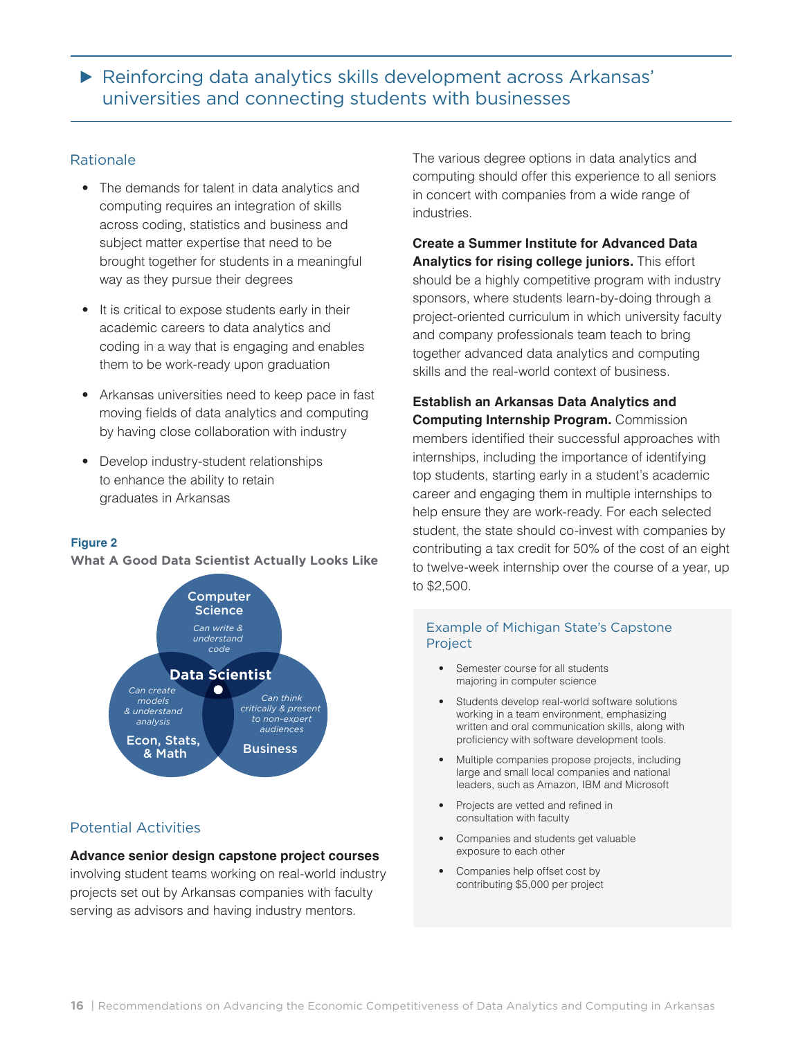## ▶ Reinforcing data analytics skills development across Arkansas' universities and connecting students with businesses

### Rationale

- The demands for talent in data analytics and computing requires an integration of skills across coding, statistics and business and subject matter expertise that need to be brought together for students in a meaningful way as they pursue their degrees
- It is critical to expose students early in their academic careers to data analytics and coding in a way that is engaging and enables them to be work-ready upon graduation
- Arkansas universities need to keep pace in fast moving fields of data analytics and computing by having close collaboration with industry
- Develop industry-student relationships to enhance the ability to retain graduates in Arkansas

**Figure 2**

**What A Good Data Scientist Actually Looks Like**

Computer Science — *Can write & understand code*

Econ, Stats, & Math — *Can create models & understand analysis*

Business — *Can think critically & present to non-expert audiences*

Data Scientist

### Potential Activities

**Advance senior design capstone project courses** involving student teams working on real-world industry projects set out by Arkansas companies with faculty serving as advisors and having industry mentors. The various degree options in data analytics and computing should offer this experience to all seniors in concert with companies from a wide range of industries.

**Create a Summer Institute for Advanced Data Analytics for rising college juniors.** This effort should be a highly competitive program with industry sponsors, where students learn-by-doing through a project-oriented curriculum in which university faculty and company professionals team teach to bring together advanced data analytics and computing skills and the real-world context of business.

**Establish an Arkansas Data Analytics and Computing Internship Program.** Commission members identified their successful approaches with internships, including the importance of identifying top students, starting early in a student's academic career and engaging them in multiple internships to help ensure they are work-ready. For each selected student, the state should co-invest with companies by contributing a tax credit for 50% of the cost of an eight to twelve-week internship over the course of a year, up to $2,500.

#### Example of Michigan State's Capstone Project

- Semester course for all students majoring in computer science
- Students develop real-world software solutions working in a team environment, emphasizing written and oral communication skills, along with proficiency with software development tools.
- Multiple companies propose projects, including large and small local companies and national leaders, such as Amazon, IBM and Microsoft
- Projects are vetted and refined in consultation with faculty
- Companies and students get valuable exposure to each other
- Companies help offset cost by contributing $5,000 per project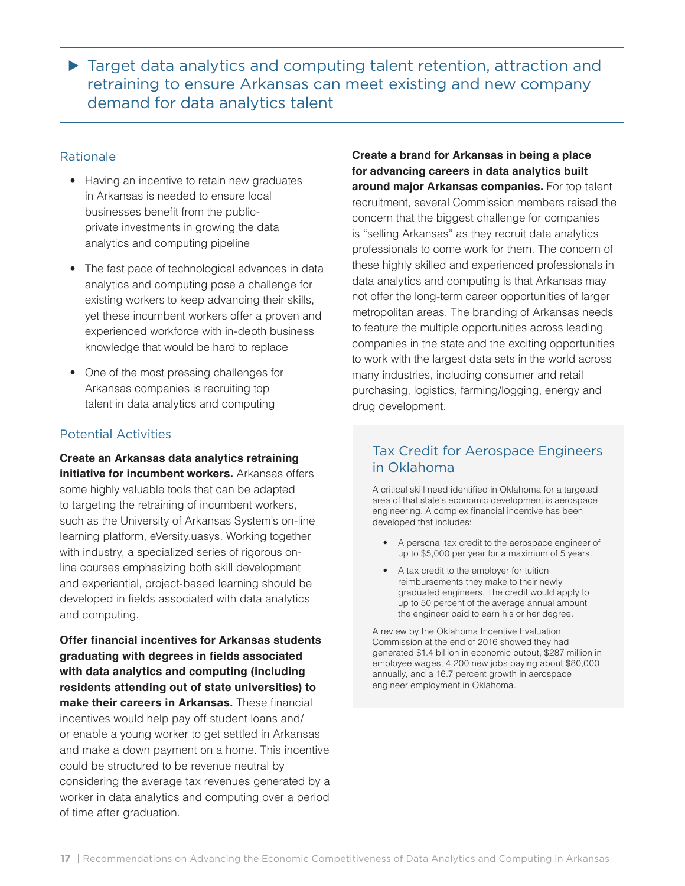## ▶ Target data analytics and computing talent retention, attraction and retraining to ensure Arkansas can meet existing and new company demand for data analytics talent

### Rationale

- Having an incentive to retain new graduates in Arkansas is needed to ensure local businesses benefit from the public-private investments in growing the data analytics and computing pipeline
- The fast pace of technological advances in data analytics and computing pose a challenge for existing workers to keep advancing their skills, yet these incumbent workers offer a proven and experienced workforce with in-depth business knowledge that would be hard to replace
- One of the most pressing challenges for Arkansas companies is recruiting top talent in data analytics and computing

### Potential Activities

**Create an Arkansas data analytics retraining initiative for incumbent workers.** Arkansas offers some highly valuable tools that can be adapted to targeting the retraining of incumbent workers, such as the University of Arkansas System's on-line learning platform, eVersity.uasys. Working together with industry, a specialized series of rigorous on-line courses emphasizing both skill development and experiential, project-based learning should be developed in fields associated with data analytics and computing.

**Offer financial incentives for Arkansas students graduating with degrees in fields associated with data analytics and computing (including residents attending out of state universities) to make their careers in Arkansas.** These financial incentives would help pay off student loans and/or enable a young worker to get settled in Arkansas and make a down payment on a home. This incentive could be structured to be revenue neutral by considering the average tax revenues generated by a worker in data analytics and computing over a period of time after graduation.

**Create a brand for Arkansas in being a place for advancing careers in data analytics built around major Arkansas companies.** For top talent recruitment, several Commission members raised the concern that the biggest challenge for companies is "selling Arkansas" as they recruit data analytics professionals to come work for them. The concern of these highly skilled and experienced professionals in data analytics and computing is that Arkansas may not offer the long-term career opportunities of larger metropolitan areas. The branding of Arkansas needs to feature the multiple opportunities across leading companies in the state and the exciting opportunities to work with the largest data sets in the world across many industries, including consumer and retail purchasing, logistics, farming/logging, energy and drug development.

### Tax Credit for Aerospace Engineers in Oklahoma

A critical skill need identified in Oklahoma for a targeted area of that state's economic development is aerospace engineering. A complex financial incentive has been developed that includes:

- A personal tax credit to the aerospace engineer of up to $5,000 per year for a maximum of 5 years.
- A tax credit to the employer for tuition reimbursements they make to their newly graduated engineers. The credit would apply to up to 50 percent of the average annual amount the engineer paid to earn his or her degree.

A review by the Oklahoma Incentive Evaluation Commission at the end of 2016 showed they had generated $1.4 billion in economic output, $287 million in employee wages, 4,200 new jobs paying about $80,000 annually, and a 16.7 percent growth in aerospace engineer employment in Oklahoma.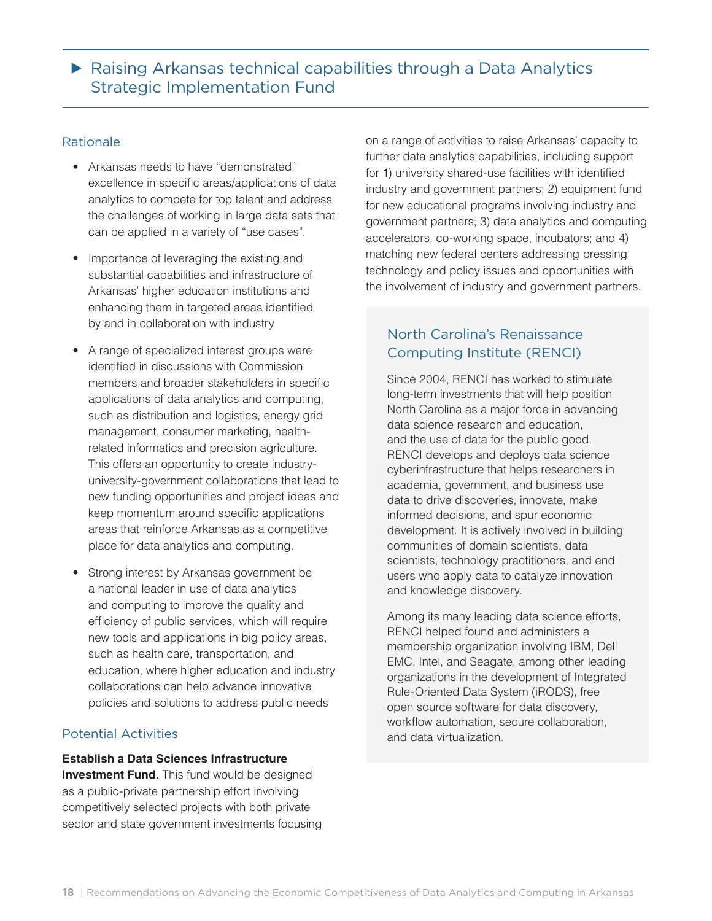## ▶ Raising Arkansas technical capabilities through a Data Analytics Strategic Implementation Fund

### Rationale

- Arkansas needs to have "demonstrated" excellence in specific areas/applications of data analytics to compete for top talent and address the challenges of working in large data sets that can be applied in a variety of "use cases".
- Importance of leveraging the existing and substantial capabilities and infrastructure of Arkansas' higher education institutions and enhancing them in targeted areas identified by and in collaboration with industry
- A range of specialized interest groups were identified in discussions with Commission members and broader stakeholders in specific applications of data analytics and computing, such as distribution and logistics, energy grid management, consumer marketing, health-related informatics and precision agriculture. This offers an opportunity to create industry-university-government collaborations that lead to new funding opportunities and project ideas and keep momentum around specific applications areas that reinforce Arkansas as a competitive place for data analytics and computing.
- Strong interest by Arkansas government be a national leader in use of data analytics and computing to improve the quality and efficiency of public services, which will require new tools and applications in big policy areas, such as health care, transportation, and education, where higher education and industry collaborations can help advance innovative policies and solutions to address public needs

### Potential Activities

**Establish a Data Sciences Infrastructure Investment Fund.** This fund would be designed as a public-private partnership effort involving competitively selected projects with both private sector and state government investments focusing on a range of activities to raise Arkansas' capacity to further data analytics capabilities, including support for 1) university shared-use facilities with identified industry and government partners; 2) equipment fund for new educational programs involving industry and government partners; 3) data analytics and computing accelerators, co-working space, incubators; and 4) matching new federal centers addressing pressing technology and policy issues and opportunities with the involvement of industry and government partners.

### North Carolina's Renaissance Computing Institute (RENCI)

Since 2004, RENCI has worked to stimulate long-term investments that will help position North Carolina as a major force in advancing data science research and education, and the use of data for the public good. RENCI develops and deploys data science cyberinfrastructure that helps researchers in academia, government, and business use data to drive discoveries, innovate, make informed decisions, and spur economic development. It is actively involved in building communities of domain scientists, data scientists, technology practitioners, and end users who apply data to catalyze innovation and knowledge discovery.

Among its many leading data science efforts, RENCI helped found and administers a membership organization involving IBM, Dell EMC, Intel, and Seagate, among other leading organizations in the development of Integrated Rule-Oriented Data System (iRODS), free open source software for data discovery, workflow automation, secure collaboration, and data virtualization.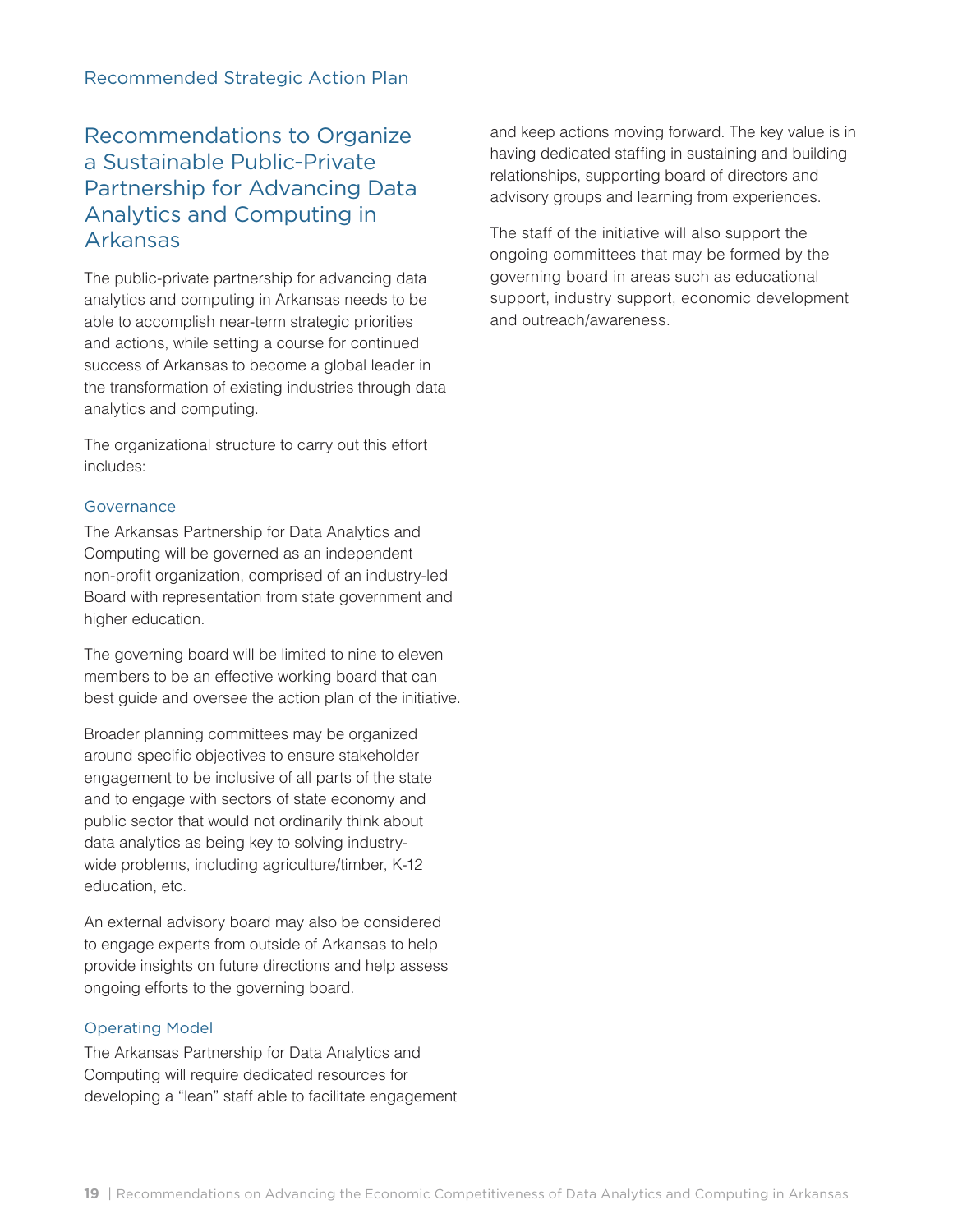## Recommendations to Organize a Sustainable Public-Private Partnership for Advancing Data Analytics and Computing in Arkansas

The public-private partnership for advancing data analytics and computing in Arkansas needs to be able to accomplish near-term strategic priorities and actions, while setting a course for continued success of Arkansas to become a global leader in the transformation of existing industries through data analytics and computing.

The organizational structure to carry out this effort includes:

### Governance

The Arkansas Partnership for Data Analytics and Computing will be governed as an independent non-profit organization, comprised of an industry-led Board with representation from state government and higher education.

The governing board will be limited to nine to eleven members to be an effective working board that can best guide and oversee the action plan of the initiative.

Broader planning committees may be organized around specific objectives to ensure stakeholder engagement to be inclusive of all parts of the state and to engage with sectors of state economy and public sector that would not ordinarily think about data analytics as being key to solving industry-wide problems, including agriculture/timber, K-12 education, etc.

An external advisory board may also be considered to engage experts from outside of Arkansas to help provide insights on future directions and help assess ongoing efforts to the governing board.

### Operating Model

The Arkansas Partnership for Data Analytics and Computing will require dedicated resources for developing a "lean" staff able to facilitate engagement and keep actions moving forward. The key value is in having dedicated staffing in sustaining and building relationships, supporting board of directors and advisory groups and learning from experiences.

The staff of the initiative will also support the ongoing committees that may be formed by the governing board in areas such as educational support, industry support, economic development and outreach/awareness.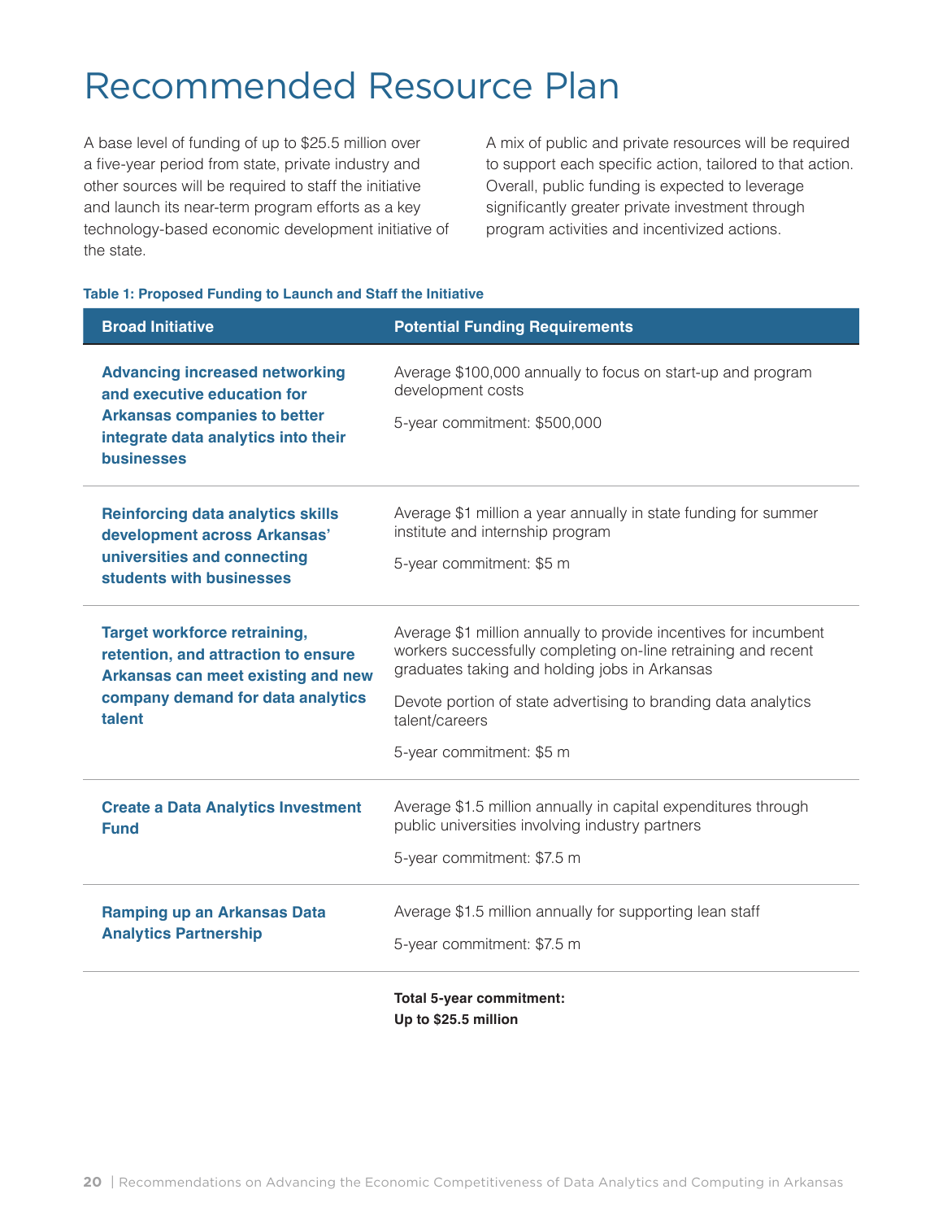# Recommended Resource Plan

A base level of funding of up to $25.5 million over a five-year period from state, private industry and other sources will be required to staff the initiative and launch its near-term program efforts as a key technology-based economic development initiative of the state.

A mix of public and private resources will be required to support each specific action, tailored to that action. Overall, public funding is expected to leverage significantly greater private investment through program activities and incentivized actions.

**Table 1: Proposed Funding to Launch and Staff the Initiative**

| Broad Initiative | Potential Funding Requirements |
|---|---|
| **Advancing increased networking and executive education for Arkansas companies to better integrate data analytics into their businesses** | Average $100,000 annually to focus on start-up and program development costs<br><br>5-year commitment: $500,000 |
| **Reinforcing data analytics skills development across Arkansas' universities and connecting students with businesses** | Average $1 million a year annually in state funding for summer institute and internship program<br><br>5-year commitment: $5 m |
| **Target workforce retraining, retention, and attraction to ensure Arkansas can meet existing and new company demand for data analytics talent** | Average $1 million annually to provide incentives for incumbent workers successfully completing on-line retraining and recent graduates taking and holding jobs in Arkansas<br><br>Devote portion of state advertising to branding data analytics talent/careers<br><br>5-year commitment: $5 m |
| **Create a Data Analytics Investment Fund** | Average $1.5 million annually in capital expenditures through public universities involving industry partners<br><br>5-year commitment: $7.5 m |
| **Ramping up an Arkansas Data Analytics Partnership** | Average $1.5 million annually for supporting lean staff<br><br>5-year commitment: $7.5 m |
| | **Total 5-year commitment: Up to $25.5 million** |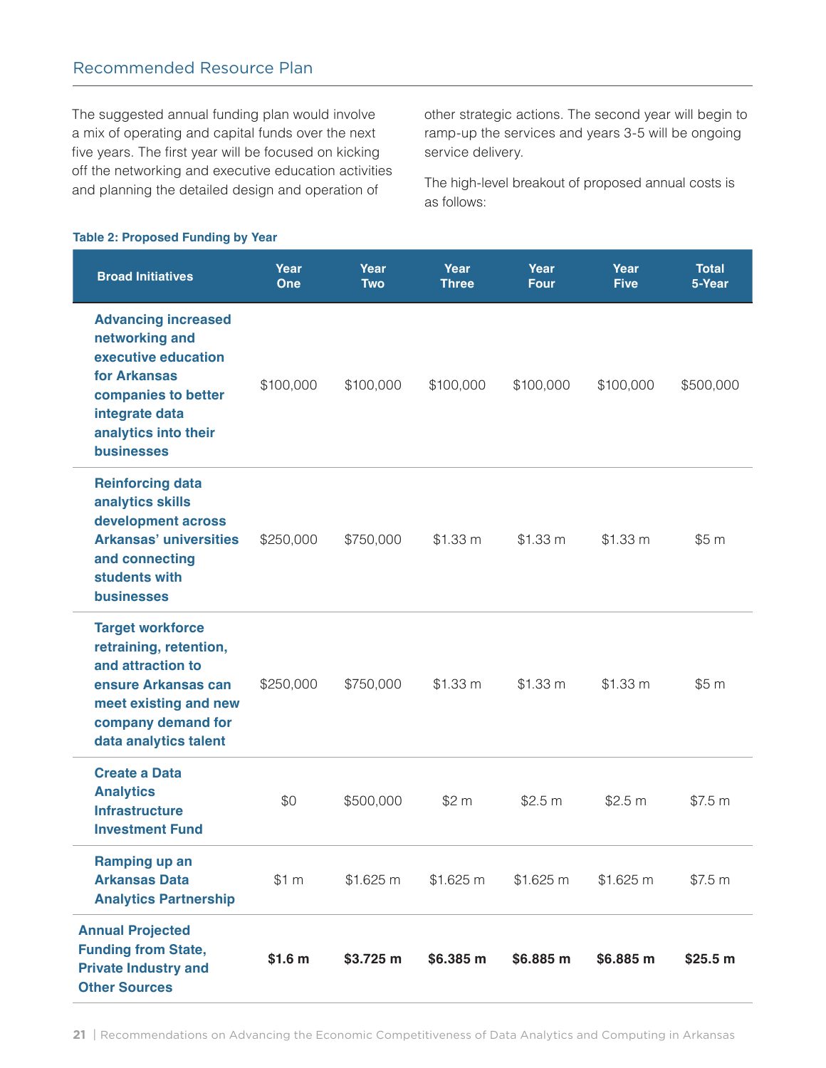## Recommended Resource Plan

The suggested annual funding plan would involve a mix of operating and capital funds over the next five years. The first year will be focused on kicking off the networking and executive education activities and planning the detailed design and operation of other strategic actions. The second year will begin to ramp-up the services and years 3-5 will be ongoing service delivery.

The high-level breakout of proposed annual costs is as follows:

**Table 2: Proposed Funding by Year**

| Broad Initiatives | Year One | Year Two | Year Three | Year Four | Year Five | Total 5-Year |
|---|---|---|---|---|---|---|
| Advancing increased networking and executive education for Arkansas companies to better integrate data analytics into their businesses | $100,000 | $100,000 | $100,000 | $100,000 | $100,000 | $500,000 |
| Reinforcing data analytics skills development across Arkansas' universities and connecting students with businesses | $250,000 | $750,000 | $1.33 m | $1.33 m | $1.33 m | $5 m |
| Target workforce retraining, retention, and attraction to ensure Arkansas can meet existing and new company demand for data analytics talent | $250,000 | $750,000 | $1.33 m | $1.33 m | $1.33 m | $5 m |
| Create a Data Analytics Infrastructure Investment Fund | $0 | $500,000 | $2 m | $2.5 m | $2.5 m | $7.5 m |
| Ramping up an Arkansas Data Analytics Partnership | $1 m | $1.625 m | $1.625 m | $1.625 m | $1.625 m | $7.5 m |
| **Annual Projected Funding from State, Private Industry and Other Sources** | **$1.6 m** | **$3.725 m** | **$6.385 m** | **$6.885 m** | **$6.885 m** | **$25.5 m** |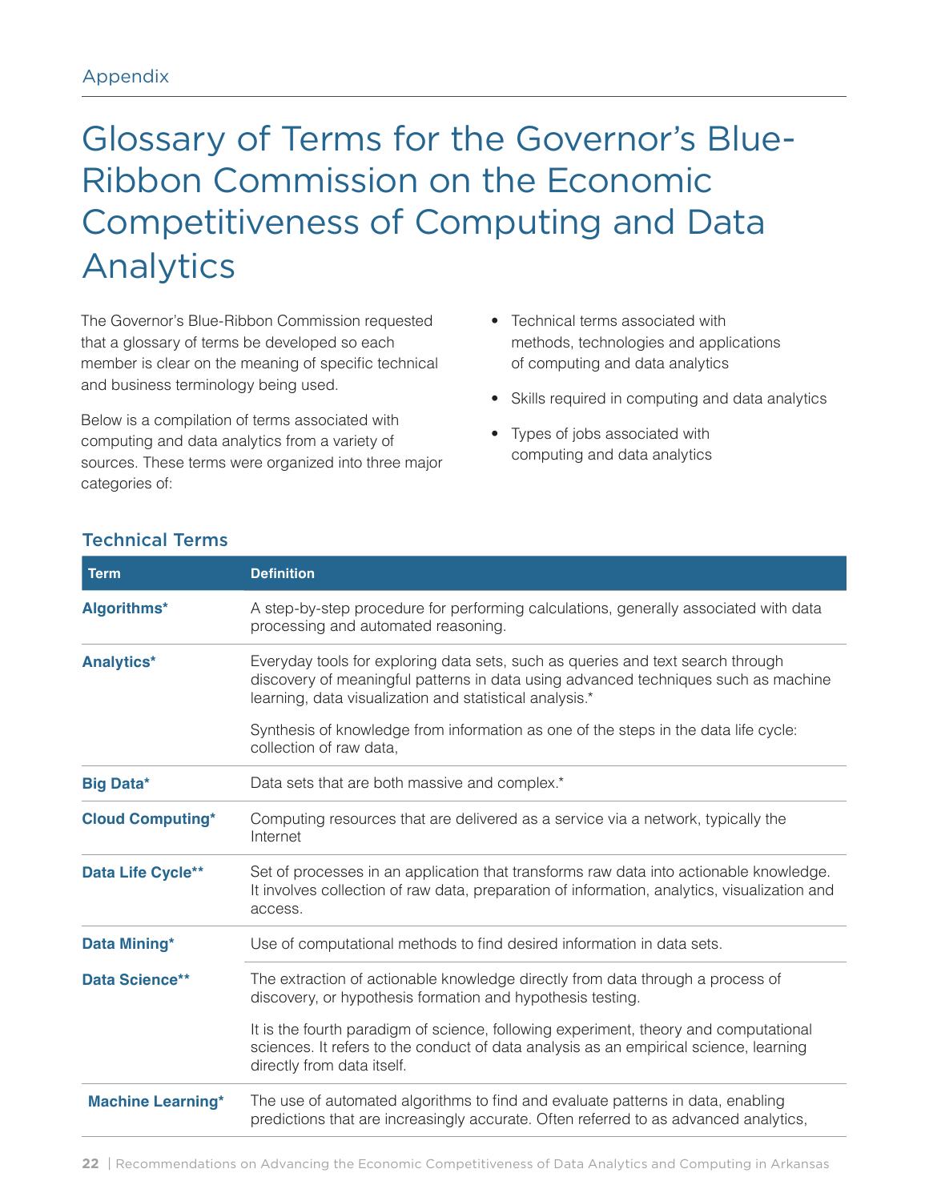Appendix

# Glossary of Terms for the Governor's Blue-Ribbon Commission on the Economic Competitiveness of Computing and Data Analytics

The Governor's Blue-Ribbon Commission requested that a glossary of terms be developed so each member is clear on the meaning of specific technical and business terminology being used.

Below is a compilation of terms associated with computing and data analytics from a variety of sources. These terms were organized into three major categories of:

- Technical terms associated with methods, technologies and applications of computing and data analytics
- Skills required in computing and data analytics
- Types of jobs associated with computing and data analytics

## Technical Terms

| Term | Definition |
|---|---|
| **Algorithms*** | A step-by-step procedure for performing calculations, generally associated with data processing and automated reasoning. |
| **Analytics*** | Everyday tools for exploring data sets, such as queries and text search through discovery of meaningful patterns in data using advanced techniques such as machine learning, data visualization and statistical analysis.*<br><br>Synthesis of knowledge from information as one of the steps in the data life cycle: collection of raw data, |
| **Big Data*** | Data sets that are both massive and complex.* |
| **Cloud Computing*** | Computing resources that are delivered as a service via a network, typically the Internet |
| **Data Life Cycle**** | Set of processes in an application that transforms raw data into actionable knowledge. It involves collection of raw data, preparation of information, analytics, visualization and access. |
| **Data Mining*** | Use of computational methods to find desired information in data sets. |
| **Data Science**** | The extraction of actionable knowledge directly from data through a process of discovery, or hypothesis formation and hypothesis testing.<br><br>It is the fourth paradigm of science, following experiment, theory and computational sciences. It refers to the conduct of data analysis as an empirical science, learning directly from data itself. |
| **Machine Learning*** | The use of automated algorithms to find and evaluate patterns in data, enabling predictions that are increasingly accurate. Often referred to as advanced analytics, |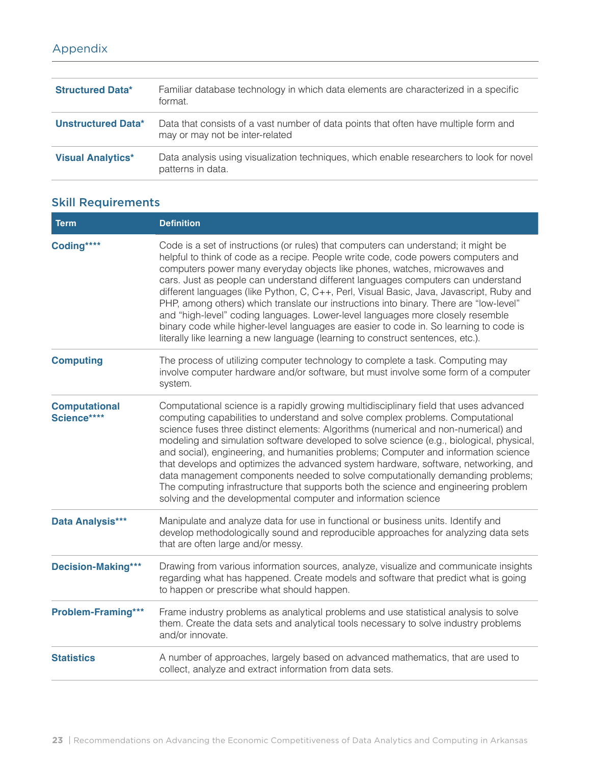## Appendix

| | |
|---|---|
| **Structured Data*** | Familiar database technology in which data elements are characterized in a specific format. |
| **Unstructured Data*** | Data that consists of a vast number of data points that often have multiple form and may or may not be inter-related |
| **Visual Analytics*** | Data analysis using visualization techniques, which enable researchers to look for novel patterns in data. |

### Skill Requirements

| Term | Definition |
|---|---|
| **Coding****** | Code is a set of instructions (or rules) that computers can understand; it might be helpful to think of code as a recipe. People write code, code powers computers and computers power many everyday objects like phones, watches, microwaves and cars. Just as people can understand different languages computers can understand different languages (like Python, C, C++, Perl, Visual Basic, Java, Javascript, Ruby and PHP, among others) which translate our instructions into binary. There are "low-level" and "high-level" coding languages. Lower-level languages more closely resemble binary code while higher-level languages are easier to code in. So learning to code is literally like learning a new language (learning to construct sentences, etc.). |
| **Computing** | The process of utilizing computer technology to complete a task. Computing may involve computer hardware and/or software, but must involve some form of a computer system. |
| **Computational Science****** | Computational science is a rapidly growing multidisciplinary field that uses advanced computing capabilities to understand and solve complex problems. Computational science fuses three distinct elements: Algorithms (numerical and non-numerical) and modeling and simulation software developed to solve science (e.g., biological, physical, and social), engineering, and humanities problems; Computer and information science that develops and optimizes the advanced system hardware, software, networking, and data management components needed to solve computationally demanding problems; The computing infrastructure that supports both the science and engineering problem solving and the developmental computer and information science |
| **Data Analysis***** | Manipulate and analyze data for use in functional or business units. Identify and develop methodologically sound and reproducible approaches for analyzing data sets that are often large and/or messy. |
| **Decision-Making***** | Drawing from various information sources, analyze, visualize and communicate insights regarding what has happened. Create models and software that predict what is going to happen or prescribe what should happen. |
| **Problem-Framing***** | Frame industry problems as analytical problems and use statistical analysis to solve them. Create the data sets and analytical tools necessary to solve industry problems and/or innovate. |
| **Statistics** | A number of approaches, largely based on advanced mathematics, that are used to collect, analyze and extract information from data sets. |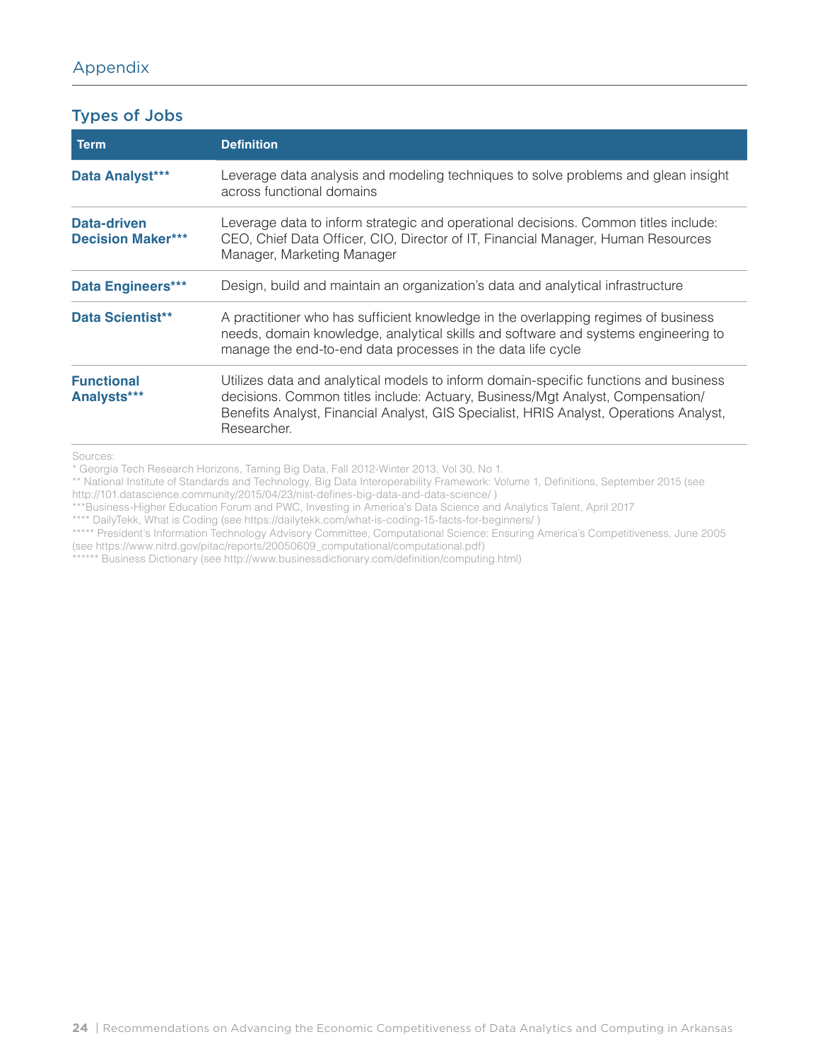## Appendix

### Types of Jobs

| Term | Definition |
|---|---|
| **Data Analyst*** ** | Leverage data analysis and modeling techniques to solve problems and glean insight across functional domains |
| **Data-driven Decision Maker***** | Leverage data to inform strategic and operational decisions. Common titles include: CEO, Chief Data Officer, CIO, Director of IT, Financial Manager, Human Resources Manager, Marketing Manager |
| **Data Engineers***** | Design, build and maintain an organization's data and analytical infrastructure |
| **Data Scientist**** | A practitioner who has sufficient knowledge in the overlapping regimes of business needs, domain knowledge, analytical skills and software and systems engineering to manage the end-to-end data processes in the data life cycle |
| **Functional Analysts***** | Utilizes data and analytical models to inform domain-specific functions and business decisions. Common titles include: Actuary, Business/Mgt Analyst, Compensation/Benefits Analyst, Financial Analyst, GIS Specialist, HRIS Analyst, Operations Analyst, Researcher. |

Sources:
* Georgia Tech Research Horizons, Taming Big Data, Fall 2012-Winter 2013, Vol 30, No 1.
** National Institute of Standards and Technology, Big Data Interoperability Framework: Volume 1, Definitions, September 2015 (see http://101.datascience.community/2015/04/23/nist-defines-big-data-and-data-science/ )
***Business-Higher Education Forum and PWC, Investing in America's Data Science and Analytics Talent, April 2017
**** DailyTekk, What is Coding (see https://dailytekk.com/what-is-coding-15-facts-for-beginners/ )
***** President's Information Technology Advisory Committee, Computational Science: Ensuring America's Competitiveness, June 2005 (see https://www.nitrd.gov/pitac/reports/20050609_computational/computational.pdf)
****** Business Dictionary (see http://www.businessdictionary.com/definition/computing.html)